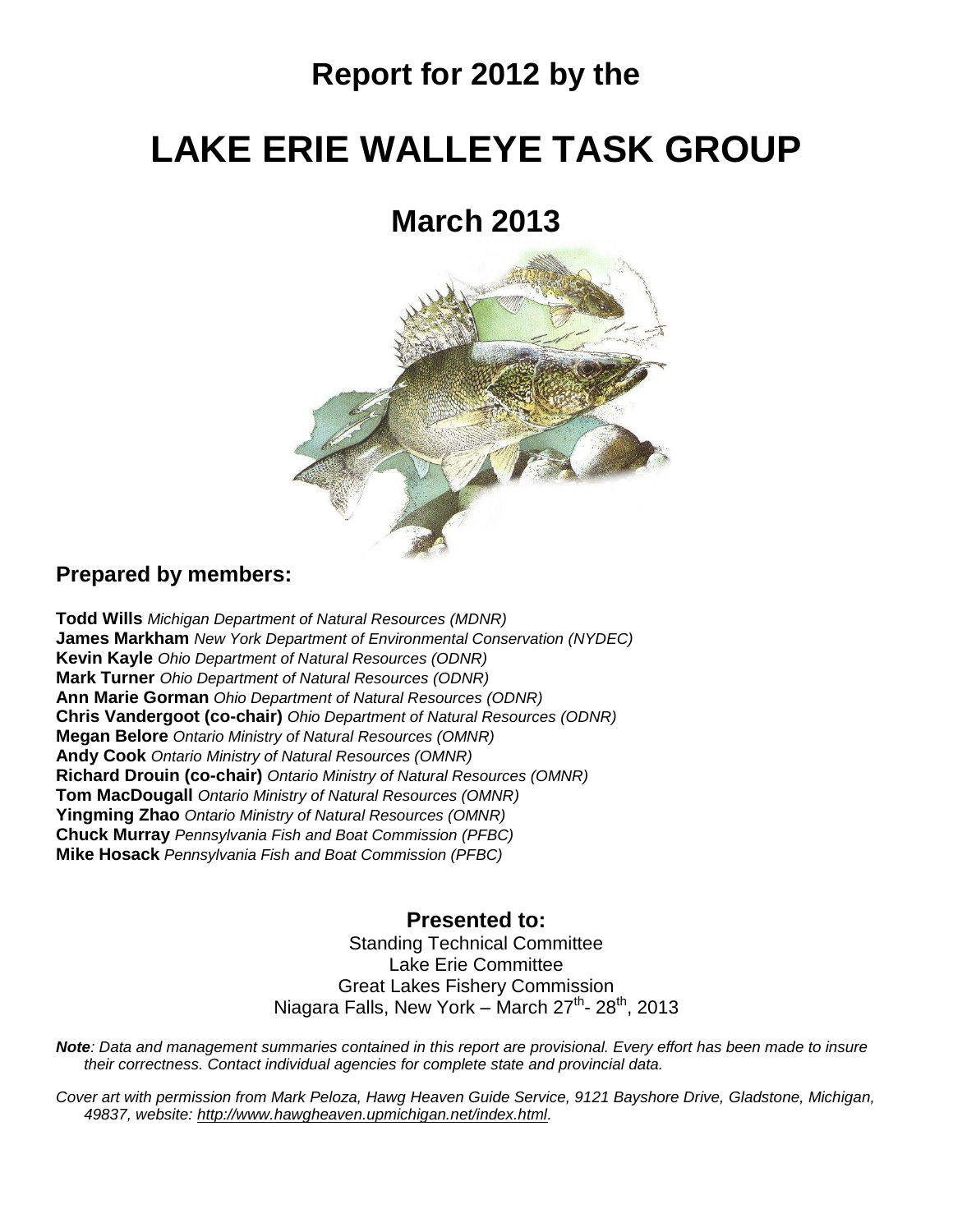# Report for 2012 by the

# LAKE ERIE WALLEYE TASK GROUP

## March 2013

### Prepared by members:

**Todd Wills** *Michigan Department of Natural Resources (MDNR)*
**James Markham** *New York Department of Environmental Conservation (NYDEC)*
**Kevin Kayle** *Ohio Department of Natural Resources (ODNR)*
**Mark Turner** *Ohio Department of Natural Resources (ODNR)*
**Ann Marie Gorman** *Ohio Department of Natural Resources (ODNR)*
**Chris Vandergoot (co-chair)** *Ohio Department of Natural Resources (ODNR)*
**Megan Belore** *Ontario Ministry of Natural Resources (OMNR)*
**Andy Cook** *Ontario Ministry of Natural Resources (OMNR)*
**Richard Drouin (co-chair)** *Ontario Ministry of Natural Resources (OMNR)*
**Tom MacDougall** *Ontario Ministry of Natural Resources (OMNR)*
**Yingming Zhao** *Ontario Ministry of Natural Resources (OMNR)*
**Chuck Murray** *Pennsylvania Fish and Boat Commission (PFBC)*
**Mike Hosack** *Pennsylvania Fish and Boat Commission (PFBC)*

### Presented to:

Standing Technical Committee
Lake Erie Committee
Great Lakes Fishery Commission
Niagara Falls, New York – March 27th- 28th, 2013

***Note**: Data and management summaries contained in this report are provisional. Every effort has been made to insure their correctness. Contact individual agencies for complete state and provincial data.*

*Cover art with permission from Mark Peloza, Hawg Heaven Guide Service, 9121 Bayshore Drive, Gladstone, Michigan, 49837, website: http://www.hawgheaven.upmichigan.net/index.html.*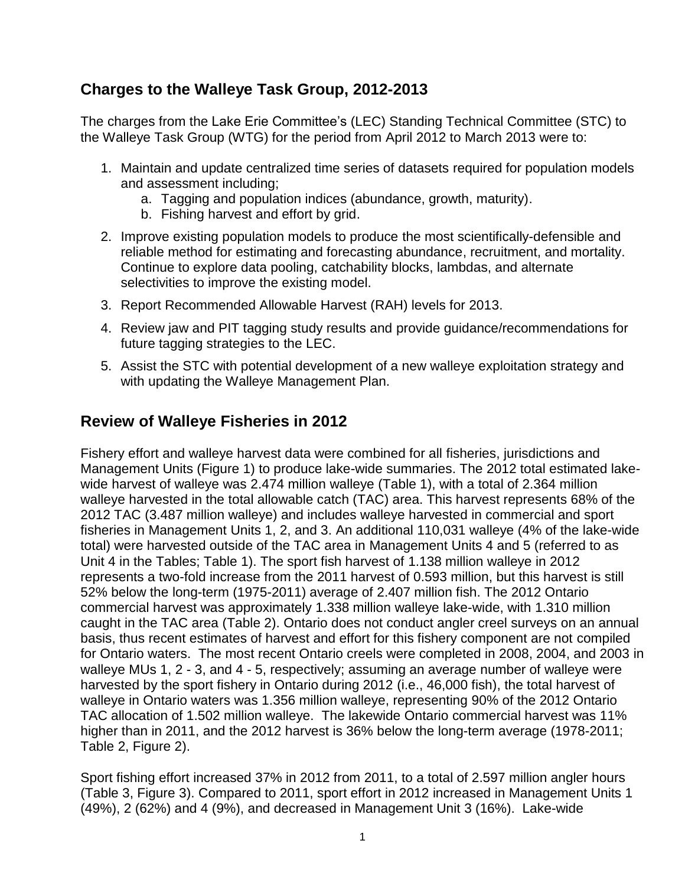## Charges to the Walleye Task Group, 2012-2013

The charges from the Lake Erie Committee's (LEC) Standing Technical Committee (STC) to the Walleye Task Group (WTG) for the period from April 2012 to March 2013 were to:

1. Maintain and update centralized time series of datasets required for population models and assessment including;
   a. Tagging and population indices (abundance, growth, maturity).
   b. Fishing harvest and effort by grid.
2. Improve existing population models to produce the most scientifically-defensible and reliable method for estimating and forecasting abundance, recruitment, and mortality. Continue to explore data pooling, catchability blocks, lambdas, and alternate selectivities to improve the existing model.
3. Report Recommended Allowable Harvest (RAH) levels for 2013.
4. Review jaw and PIT tagging study results and provide guidance/recommendations for future tagging strategies to the LEC.
5. Assist the STC with potential development of a new walleye exploitation strategy and with updating the Walleye Management Plan.

## Review of Walleye Fisheries in 2012

Fishery effort and walleye harvest data were combined for all fisheries, jurisdictions and Management Units (Figure 1) to produce lake-wide summaries. The 2012 total estimated lake-wide harvest of walleye was 2.474 million walleye (Table 1), with a total of 2.364 million walleye harvested in the total allowable catch (TAC) area. This harvest represents 68% of the 2012 TAC (3.487 million walleye) and includes walleye harvested in commercial and sport fisheries in Management Units 1, 2, and 3. An additional 110,031 walleye (4% of the lake-wide total) were harvested outside of the TAC area in Management Units 4 and 5 (referred to as Unit 4 in the Tables; Table 1). The sport fish harvest of 1.138 million walleye in 2012 represents a two-fold increase from the 2011 harvest of 0.593 million, but this harvest is still 52% below the long-term (1975-2011) average of 2.407 million fish. The 2012 Ontario commercial harvest was approximately 1.338 million walleye lake-wide, with 1.310 million caught in the TAC area (Table 2). Ontario does not conduct angler creel surveys on an annual basis, thus recent estimates of harvest and effort for this fishery component are not compiled for Ontario waters. The most recent Ontario creels were completed in 2008, 2004, and 2003 in walleye MUs 1, 2 - 3, and 4 - 5, respectively; assuming an average number of walleye were harvested by the sport fishery in Ontario during 2012 (i.e., 46,000 fish), the total harvest of walleye in Ontario waters was 1.356 million walleye, representing 90% of the 2012 Ontario TAC allocation of 1.502 million walleye. The lakewide Ontario commercial harvest was 11% higher than in 2011, and the 2012 harvest is 36% below the long-term average (1978-2011; Table 2, Figure 2).

Sport fishing effort increased 37% in 2012 from 2011, to a total of 2.597 million angler hours (Table 3, Figure 3). Compared to 2011, sport effort in 2012 increased in Management Units 1 (49%), 2 (62%) and 4 (9%), and decreased in Management Unit 3 (16%). Lake-wide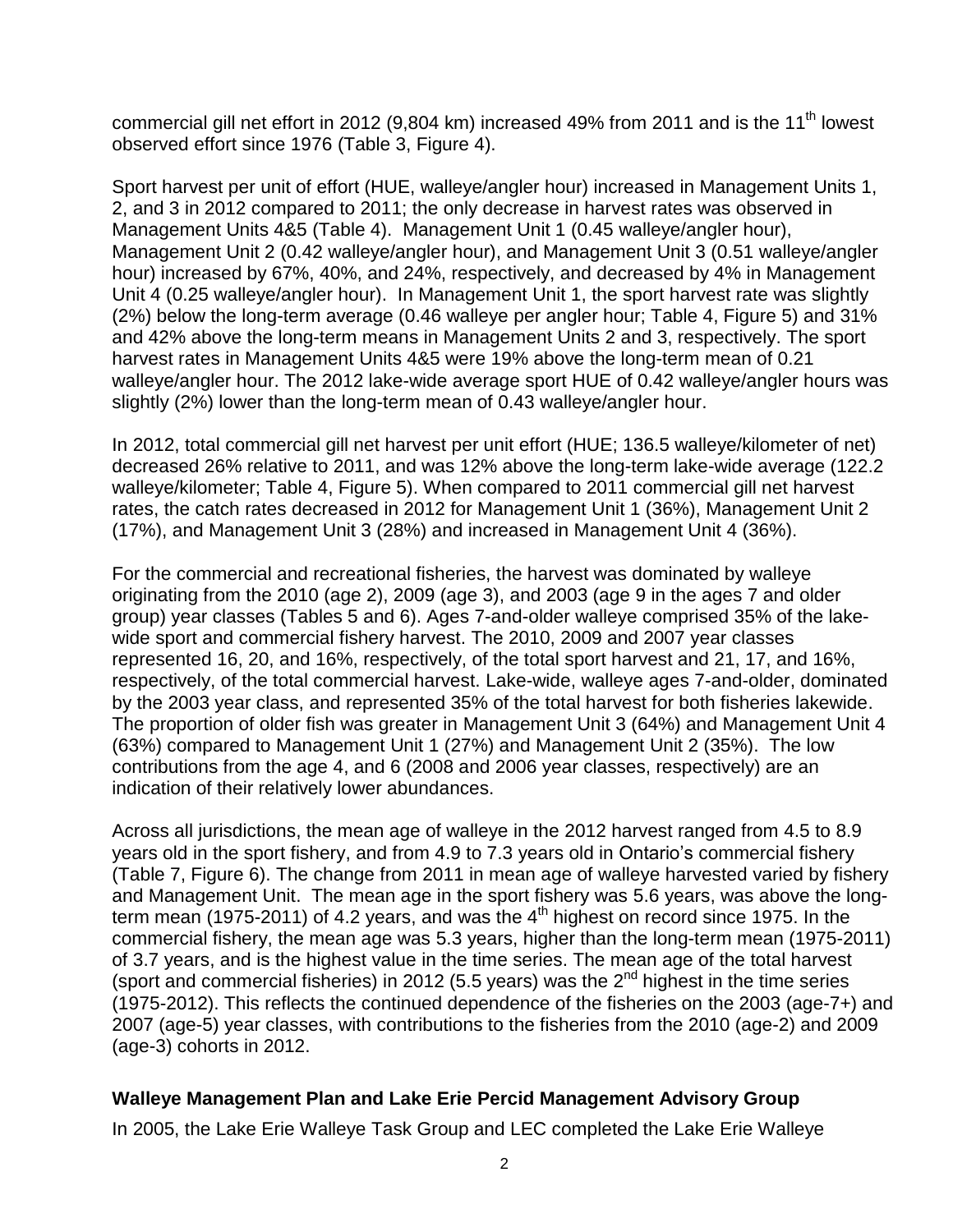commercial gill net effort in 2012 (9,804 km) increased 49% from 2011 and is the 11th lowest observed effort since 1976 (Table 3, Figure 4).

Sport harvest per unit of effort (HUE, walleye/angler hour) increased in Management Units 1, 2, and 3 in 2012 compared to 2011; the only decrease in harvest rates was observed in Management Units 4&5 (Table 4). Management Unit 1 (0.45 walleye/angler hour), Management Unit 2 (0.42 walleye/angler hour), and Management Unit 3 (0.51 walleye/angler hour) increased by 67%, 40%, and 24%, respectively, and decreased by 4% in Management Unit 4 (0.25 walleye/angler hour). In Management Unit 1, the sport harvest rate was slightly (2%) below the long-term average (0.46 walleye per angler hour; Table 4, Figure 5) and 31% and 42% above the long-term means in Management Units 2 and 3, respectively. The sport harvest rates in Management Units 4&5 were 19% above the long-term mean of 0.21 walleye/angler hour. The 2012 lake-wide average sport HUE of 0.42 walleye/angler hours was slightly (2%) lower than the long-term mean of 0.43 walleye/angler hour.

In 2012, total commercial gill net harvest per unit effort (HUE; 136.5 walleye/kilometer of net) decreased 26% relative to 2011, and was 12% above the long-term lake-wide average (122.2 walleye/kilometer; Table 4, Figure 5). When compared to 2011 commercial gill net harvest rates, the catch rates decreased in 2012 for Management Unit 1 (36%), Management Unit 2 (17%), and Management Unit 3 (28%) and increased in Management Unit 4 (36%).

For the commercial and recreational fisheries, the harvest was dominated by walleye originating from the 2010 (age 2), 2009 (age 3), and 2003 (age 9 in the ages 7 and older group) year classes (Tables 5 and 6). Ages 7-and-older walleye comprised 35% of the lake-wide sport and commercial fishery harvest. The 2010, 2009 and 2007 year classes represented 16, 20, and 16%, respectively, of the total sport harvest and 21, 17, and 16%, respectively, of the total commercial harvest. Lake-wide, walleye ages 7-and-older, dominated by the 2003 year class, and represented 35% of the total harvest for both fisheries lakewide. The proportion of older fish was greater in Management Unit 3 (64%) and Management Unit 4 (63%) compared to Management Unit 1 (27%) and Management Unit 2 (35%). The low contributions from the age 4, and 6 (2008 and 2006 year classes, respectively) are an indication of their relatively lower abundances.

Across all jurisdictions, the mean age of walleye in the 2012 harvest ranged from 4.5 to 8.9 years old in the sport fishery, and from 4.9 to 7.3 years old in Ontario's commercial fishery (Table 7, Figure 6). The change from 2011 in mean age of walleye harvested varied by fishery and Management Unit. The mean age in the sport fishery was 5.6 years, was above the long-term mean (1975-2011) of 4.2 years, and was the 4th highest on record since 1975. In the commercial fishery, the mean age was 5.3 years, higher than the long-term mean (1975-2011) of 3.7 years, and is the highest value in the time series. The mean age of the total harvest (sport and commercial fisheries) in 2012 (5.5 years) was the 2nd highest in the time series (1975-2012). This reflects the continued dependence of the fisheries on the 2003 (age-7+) and 2007 (age-5) year classes, with contributions to the fisheries from the 2010 (age-2) and 2009 (age-3) cohorts in 2012.

### Walleye Management Plan and Lake Erie Percid Management Advisory Group

In 2005, the Lake Erie Walleye Task Group and LEC completed the Lake Erie Walleye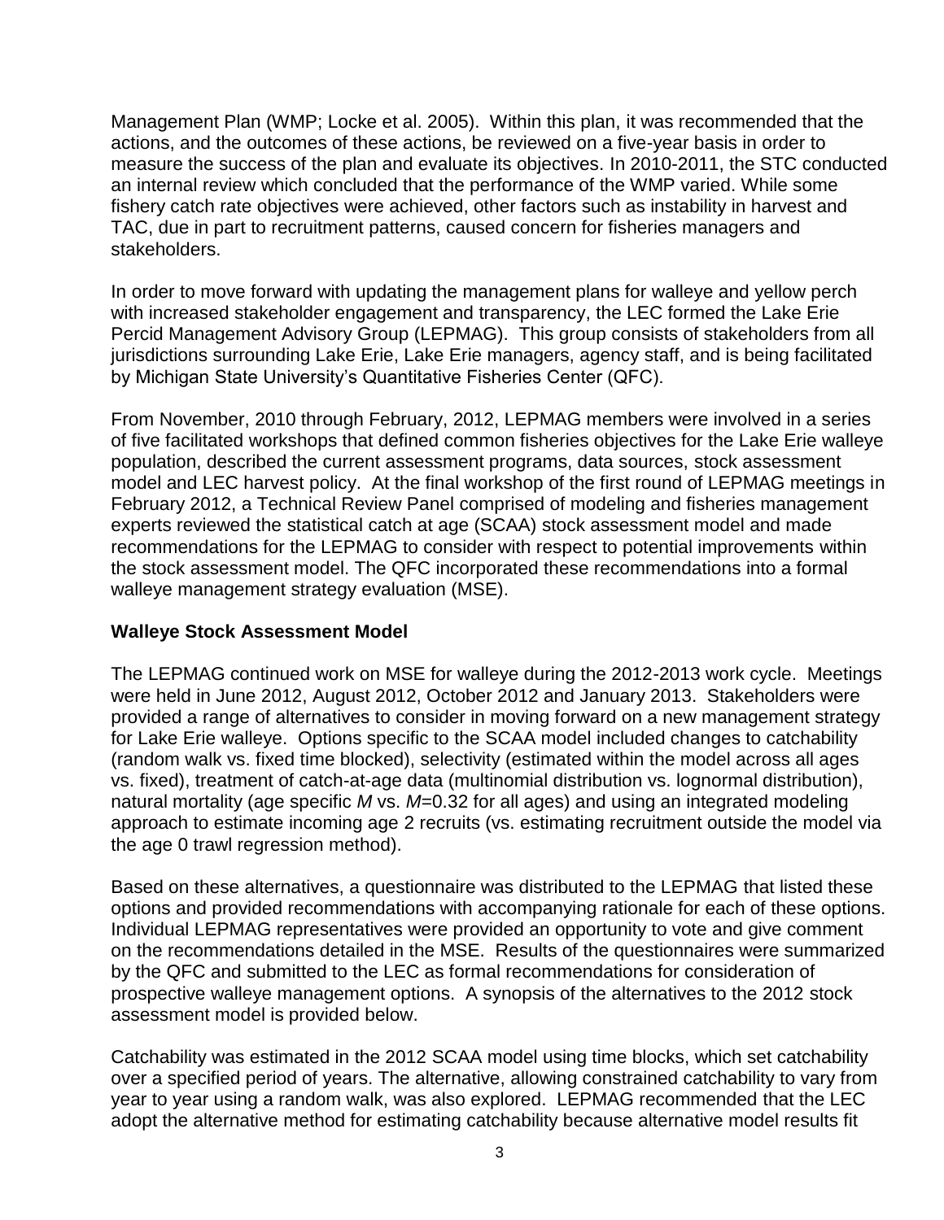Management Plan (WMP; Locke et al. 2005). Within this plan, it was recommended that the actions, and the outcomes of these actions, be reviewed on a five-year basis in order to measure the success of the plan and evaluate its objectives. In 2010-2011, the STC conducted an internal review which concluded that the performance of the WMP varied. While some fishery catch rate objectives were achieved, other factors such as instability in harvest and TAC, due in part to recruitment patterns, caused concern for fisheries managers and stakeholders.

In order to move forward with updating the management plans for walleye and yellow perch with increased stakeholder engagement and transparency, the LEC formed the Lake Erie Percid Management Advisory Group (LEPMAG). This group consists of stakeholders from all jurisdictions surrounding Lake Erie, Lake Erie managers, agency staff, and is being facilitated by Michigan State University's Quantitative Fisheries Center (QFC).

From November, 2010 through February, 2012, LEPMAG members were involved in a series of five facilitated workshops that defined common fisheries objectives for the Lake Erie walleye population, described the current assessment programs, data sources, stock assessment model and LEC harvest policy. At the final workshop of the first round of LEPMAG meetings in February 2012, a Technical Review Panel comprised of modeling and fisheries management experts reviewed the statistical catch at age (SCAA) stock assessment model and made recommendations for the LEPMAG to consider with respect to potential improvements within the stock assessment model. The QFC incorporated these recommendations into a formal walleye management strategy evaluation (MSE).

## Walleye Stock Assessment Model

The LEPMAG continued work on MSE for walleye during the 2012-2013 work cycle. Meetings were held in June 2012, August 2012, October 2012 and January 2013. Stakeholders were provided a range of alternatives to consider in moving forward on a new management strategy for Lake Erie walleye. Options specific to the SCAA model included changes to catchability (random walk vs. fixed time blocked), selectivity (estimated within the model across all ages vs. fixed), treatment of catch-at-age data (multinomial distribution vs. lognormal distribution), natural mortality (age specific $M$ vs. $M$=0.32 for all ages) and using an integrated modeling approach to estimate incoming age 2 recruits (vs. estimating recruitment outside the model via the age 0 trawl regression method).

Based on these alternatives, a questionnaire was distributed to the LEPMAG that listed these options and provided recommendations with accompanying rationale for each of these options. Individual LEPMAG representatives were provided an opportunity to vote and give comment on the recommendations detailed in the MSE. Results of the questionnaires were summarized by the QFC and submitted to the LEC as formal recommendations for consideration of prospective walleye management options. A synopsis of the alternatives to the 2012 stock assessment model is provided below.

Catchability was estimated in the 2012 SCAA model using time blocks, which set catchability over a specified period of years. The alternative, allowing constrained catchability to vary from year to year using a random walk, was also explored. LEPMAG recommended that the LEC adopt the alternative method for estimating catchability because alternative model results fit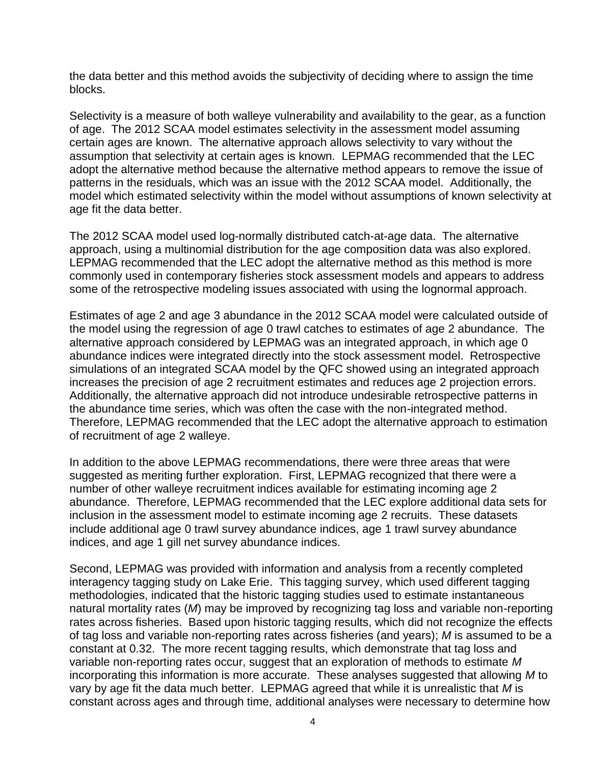the data better and this method avoids the subjectivity of deciding where to assign the time blocks.

Selectivity is a measure of both walleye vulnerability and availability to the gear, as a function of age. The 2012 SCAA model estimates selectivity in the assessment model assuming certain ages are known. The alternative approach allows selectivity to vary without the assumption that selectivity at certain ages is known. LEPMAG recommended that the LEC adopt the alternative method because the alternative method appears to remove the issue of patterns in the residuals, which was an issue with the 2012 SCAA model. Additionally, the model which estimated selectivity within the model without assumptions of known selectivity at age fit the data better.

The 2012 SCAA model used log-normally distributed catch-at-age data. The alternative approach, using a multinomial distribution for the age composition data was also explored. LEPMAG recommended that the LEC adopt the alternative method as this method is more commonly used in contemporary fisheries stock assessment models and appears to address some of the retrospective modeling issues associated with using the lognormal approach.

Estimates of age 2 and age 3 abundance in the 2012 SCAA model were calculated outside of the model using the regression of age 0 trawl catches to estimates of age 2 abundance. The alternative approach considered by LEPMAG was an integrated approach, in which age 0 abundance indices were integrated directly into the stock assessment model. Retrospective simulations of an integrated SCAA model by the QFC showed using an integrated approach increases the precision of age 2 recruitment estimates and reduces age 2 projection errors. Additionally, the alternative approach did not introduce undesirable retrospective patterns in the abundance time series, which was often the case with the non-integrated method. Therefore, LEPMAG recommended that the LEC adopt the alternative approach to estimation of recruitment of age 2 walleye.

In addition to the above LEPMAG recommendations, there were three areas that were suggested as meriting further exploration. First, LEPMAG recognized that there were a number of other walleye recruitment indices available for estimating incoming age 2 abundance. Therefore, LEPMAG recommended that the LEC explore additional data sets for inclusion in the assessment model to estimate incoming age 2 recruits. These datasets include additional age 0 trawl survey abundance indices, age 1 trawl survey abundance indices, and age 1 gill net survey abundance indices.

Second, LEPMAG was provided with information and analysis from a recently completed interagency tagging study on Lake Erie. This tagging survey, which used different tagging methodologies, indicated that the historic tagging studies used to estimate instantaneous natural mortality rates ($M$) may be improved by recognizing tag loss and variable non-reporting rates across fisheries. Based upon historic tagging results, which did not recognize the effects of tag loss and variable non-reporting rates across fisheries (and years); $M$ is assumed to be a constant at 0.32. The more recent tagging results, which demonstrate that tag loss and variable non-reporting rates occur, suggest that an exploration of methods to estimate $M$ incorporating this information is more accurate. These analyses suggested that allowing $M$ to vary by age fit the data much better. LEPMAG agreed that while it is unrealistic that $M$ is constant across ages and through time, additional analyses were necessary to determine how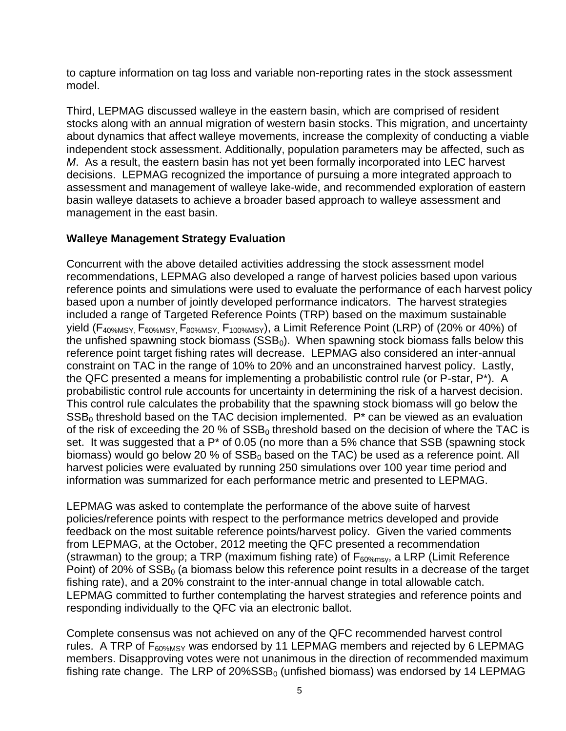to capture information on tag loss and variable non-reporting rates in the stock assessment model.

Third, LEPMAG discussed walleye in the eastern basin, which are comprised of resident stocks along with an annual migration of western basin stocks. This migration, and uncertainty about dynamics that affect walleye movements, increase the complexity of conducting a viable independent stock assessment. Additionally, population parameters may be affected, such as *M*. As a result, the eastern basin has not yet been formally incorporated into LEC harvest decisions. LEPMAG recognized the importance of pursuing a more integrated approach to assessment and management of walleye lake-wide, and recommended exploration of eastern basin walleye datasets to achieve a broader based approach to walleye assessment and management in the east basin.

**Walleye Management Strategy Evaluation**

Concurrent with the above detailed activities addressing the stock assessment model recommendations, LEPMAG also developed a range of harvest policies based upon various reference points and simulations were used to evaluate the performance of each harvest policy based upon a number of jointly developed performance indicators. The harvest strategies included a range of Targeted Reference Points (TRP) based on the maximum sustainable yield ($F_{40\%MSY}$, $F_{60\%MSY}$, $F_{80\%MSY}$, $F_{100\%MSY}$), a Limit Reference Point (LRP) of (20% or 40%) of the unfished spawning stock biomass ($SSB_0$). When spawning stock biomass falls below this reference point target fishing rates will decrease. LEPMAG also considered an inter-annual constraint on TAC in the range of 10% to 20% and an unconstrained harvest policy. Lastly, the QFC presented a means for implementing a probabilistic control rule (or P-star, P*). A probabilistic control rule accounts for uncertainty in determining the risk of a harvest decision. This control rule calculates the probability that the spawning stock biomass will go below the $SSB_0$ threshold based on the TAC decision implemented. P* can be viewed as an evaluation of the risk of exceeding the 20 % of $SSB_0$ threshold based on the decision of where the TAC is set. It was suggested that a P* of 0.05 (no more than a 5% chance that SSB (spawning stock biomass) would go below 20 % of $SSB_0$ based on the TAC) be used as a reference point. All harvest policies were evaluated by running 250 simulations over 100 year time period and information was summarized for each performance metric and presented to LEPMAG.

LEPMAG was asked to contemplate the performance of the above suite of harvest policies/reference points with respect to the performance metrics developed and provide feedback on the most suitable reference points/harvest policy. Given the varied comments from LEPMAG, at the October, 2012 meeting the QFC presented a recommendation (strawman) to the group; a TRP (maximum fishing rate) of $F_{60\%msy}$, a LRP (Limit Reference Point) of 20% of $SSB_0$ (a biomass below this reference point results in a decrease of the target fishing rate), and a 20% constraint to the inter-annual change in total allowable catch. LEPMAG committed to further contemplating the harvest strategies and reference points and responding individually to the QFC via an electronic ballot.

Complete consensus was not achieved on any of the QFC recommended harvest control rules. A TRP of $F_{60\%MSY}$ was endorsed by 11 LEPMAG members and rejected by 6 LEPMAG members. Disapproving votes were not unanimous in the direction of recommended maximum fishing rate change. The LRP of $20\%SSB_0$ (unfished biomass) was endorsed by 14 LEPMAG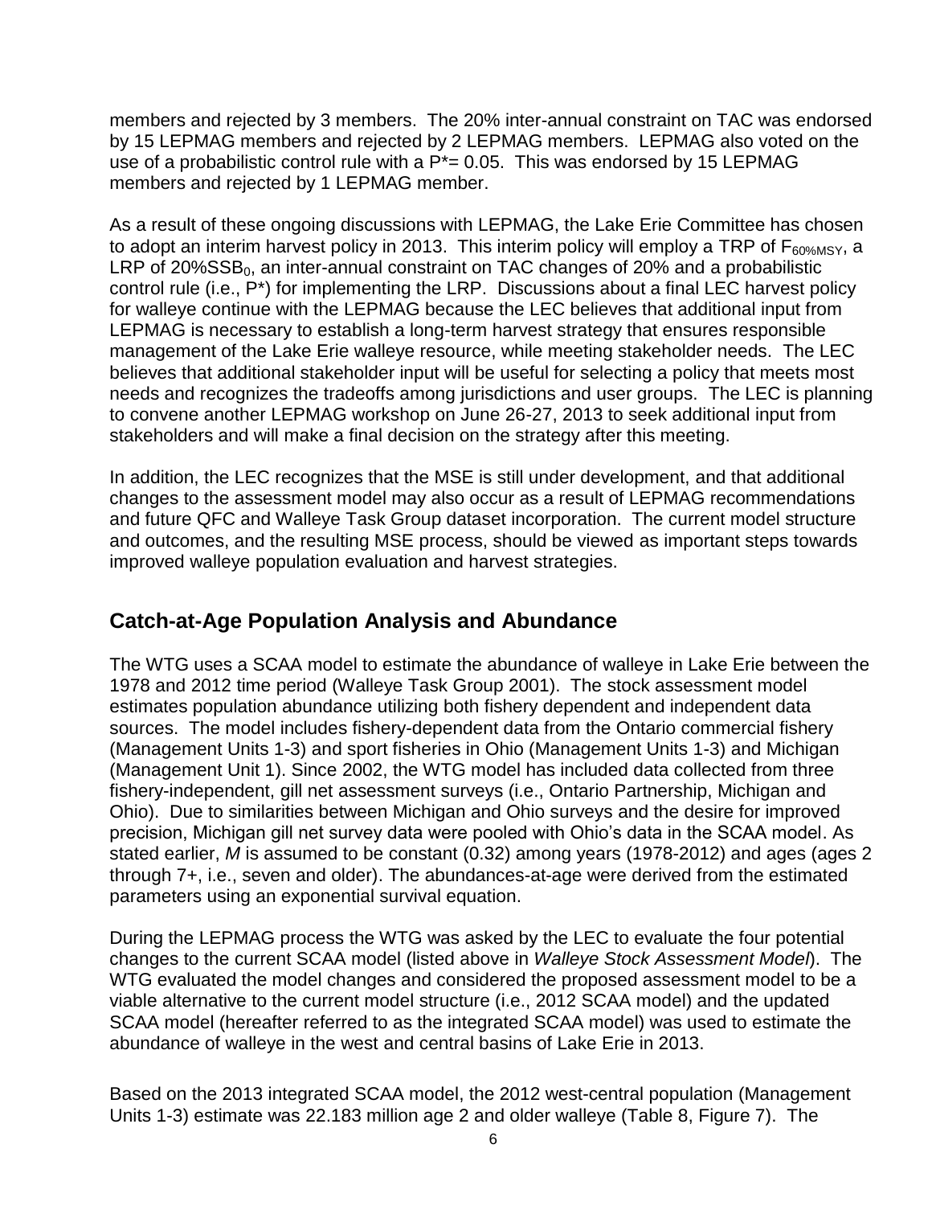members and rejected by 3 members. The 20% inter-annual constraint on TAC was endorsed by 15 LEPMAG members and rejected by 2 LEPMAG members. LEPMAG also voted on the use of a probabilistic control rule with a $P^*= 0.05$. This was endorsed by 15 LEPMAG members and rejected by 1 LEPMAG member.

As a result of these ongoing discussions with LEPMAG, the Lake Erie Committee has chosen to adopt an interim harvest policy in 2013. This interim policy will employ a TRP of $F_{60\%MSY}$, a LRP of $20\%SSB_0$, an inter-annual constraint on TAC changes of 20% and a probabilistic control rule (i.e., P*) for implementing the LRP. Discussions about a final LEC harvest policy for walleye continue with the LEPMAG because the LEC believes that additional input from LEPMAG is necessary to establish a long-term harvest strategy that ensures responsible management of the Lake Erie walleye resource, while meeting stakeholder needs. The LEC believes that additional stakeholder input will be useful for selecting a policy that meets most needs and recognizes the tradeoffs among jurisdictions and user groups. The LEC is planning to convene another LEPMAG workshop on June 26-27, 2013 to seek additional input from stakeholders and will make a final decision on the strategy after this meeting.

In addition, the LEC recognizes that the MSE is still under development, and that additional changes to the assessment model may also occur as a result of LEPMAG recommendations and future QFC and Walleye Task Group dataset incorporation. The current model structure and outcomes, and the resulting MSE process, should be viewed as important steps towards improved walleye population evaluation and harvest strategies.

## Catch-at-Age Population Analysis and Abundance

The WTG uses a SCAA model to estimate the abundance of walleye in Lake Erie between the 1978 and 2012 time period (Walleye Task Group 2001). The stock assessment model estimates population abundance utilizing both fishery dependent and independent data sources. The model includes fishery-dependent data from the Ontario commercial fishery (Management Units 1-3) and sport fisheries in Ohio (Management Units 1-3) and Michigan (Management Unit 1). Since 2002, the WTG model has included data collected from three fishery-independent, gill net assessment surveys (i.e., Ontario Partnership, Michigan and Ohio). Due to similarities between Michigan and Ohio surveys and the desire for improved precision, Michigan gill net survey data were pooled with Ohio's data in the SCAA model. As stated earlier, $M$ is assumed to be constant (0.32) among years (1978-2012) and ages (ages 2 through 7+, i.e., seven and older). The abundances-at-age were derived from the estimated parameters using an exponential survival equation.

During the LEPMAG process the WTG was asked by the LEC to evaluate the four potential changes to the current SCAA model (listed above in *Walleye Stock Assessment Model*). The WTG evaluated the model changes and considered the proposed assessment model to be a viable alternative to the current model structure (i.e., 2012 SCAA model) and the updated SCAA model (hereafter referred to as the integrated SCAA model) was used to estimate the abundance of walleye in the west and central basins of Lake Erie in 2013.

Based on the 2013 integrated SCAA model, the 2012 west-central population (Management Units 1-3) estimate was 22.183 million age 2 and older walleye (Table 8, Figure 7). The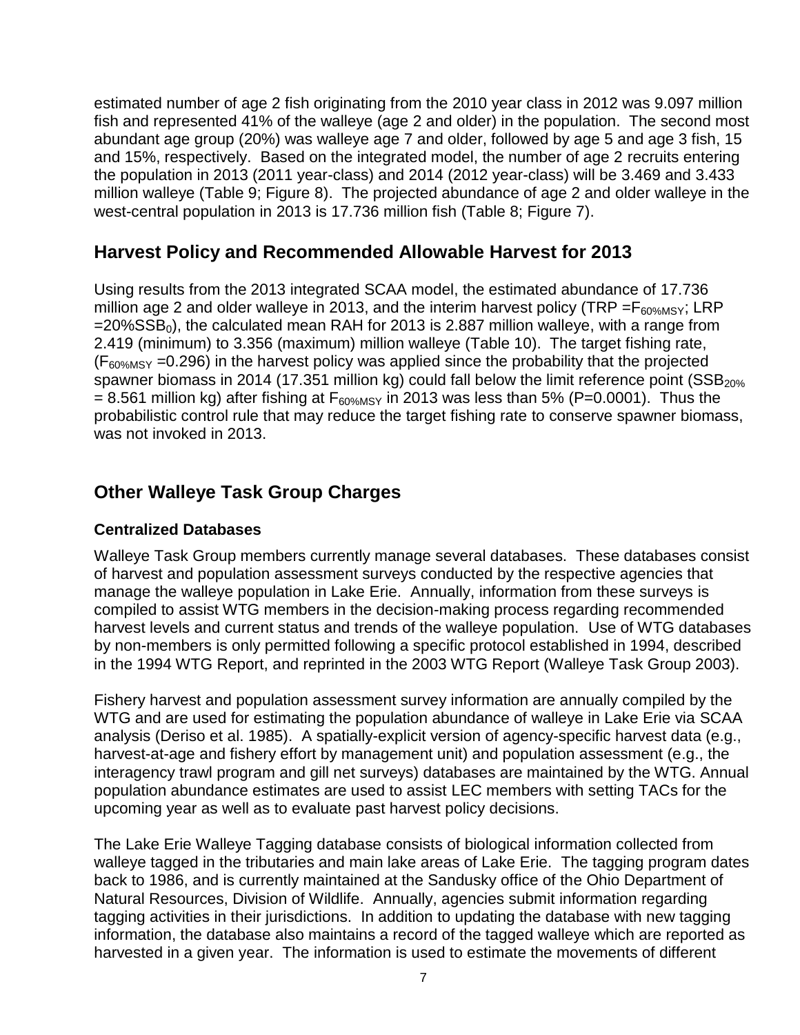estimated number of age 2 fish originating from the 2010 year class in 2012 was 9.097 million fish and represented 41% of the walleye (age 2 and older) in the population. The second most abundant age group (20%) was walleye age 7 and older, followed by age 5 and age 3 fish, 15 and 15%, respectively. Based on the integrated model, the number of age 2 recruits entering the population in 2013 (2011 year-class) and 2014 (2012 year-class) will be 3.469 and 3.433 million walleye (Table 9; Figure 8). The projected abundance of age 2 and older walleye in the west-central population in 2013 is 17.736 million fish (Table 8; Figure 7).

## Harvest Policy and Recommended Allowable Harvest for 2013

Using results from the 2013 integrated SCAA model, the estimated abundance of 17.736 million age 2 and older walleye in 2013, and the interim harvest policy (TRP $=F_{60\%MSY}$; LRP $=20\%SSB_0$), the calculated mean RAH for 2013 is 2.887 million walleye, with a range from 2.419 (minimum) to 3.356 (maximum) million walleye (Table 10). The target fishing rate, ($F_{60\%MSY}=0.296$) in the harvest policy was applied since the probability that the projected spawner biomass in 2014 (17.351 million kg) could fall below the limit reference point ($SSB_{20\%}$ = 8.561 million kg) after fishing at $F_{60\%MSY}$ in 2013 was less than 5% (P=0.0001). Thus the probabilistic control rule that may reduce the target fishing rate to conserve spawner biomass, was not invoked in 2013.

## Other Walleye Task Group Charges

### Centralized Databases

Walleye Task Group members currently manage several databases. These databases consist of harvest and population assessment surveys conducted by the respective agencies that manage the walleye population in Lake Erie. Annually, information from these surveys is compiled to assist WTG members in the decision-making process regarding recommended harvest levels and current status and trends of the walleye population. Use of WTG databases by non-members is only permitted following a specific protocol established in 1994, described in the 1994 WTG Report, and reprinted in the 2003 WTG Report (Walleye Task Group 2003).

Fishery harvest and population assessment survey information are annually compiled by the WTG and are used for estimating the population abundance of walleye in Lake Erie via SCAA analysis (Deriso et al. 1985). A spatially-explicit version of agency-specific harvest data (e.g., harvest-at-age and fishery effort by management unit) and population assessment (e.g., the interagency trawl program and gill net surveys) databases are maintained by the WTG. Annual population abundance estimates are used to assist LEC members with setting TACs for the upcoming year as well as to evaluate past harvest policy decisions.

The Lake Erie Walleye Tagging database consists of biological information collected from walleye tagged in the tributaries and main lake areas of Lake Erie. The tagging program dates back to 1986, and is currently maintained at the Sandusky office of the Ohio Department of Natural Resources, Division of Wildlife. Annually, agencies submit information regarding tagging activities in their jurisdictions. In addition to updating the database with new tagging information, the database also maintains a record of the tagged walleye which are reported as harvested in a given year. The information is used to estimate the movements of different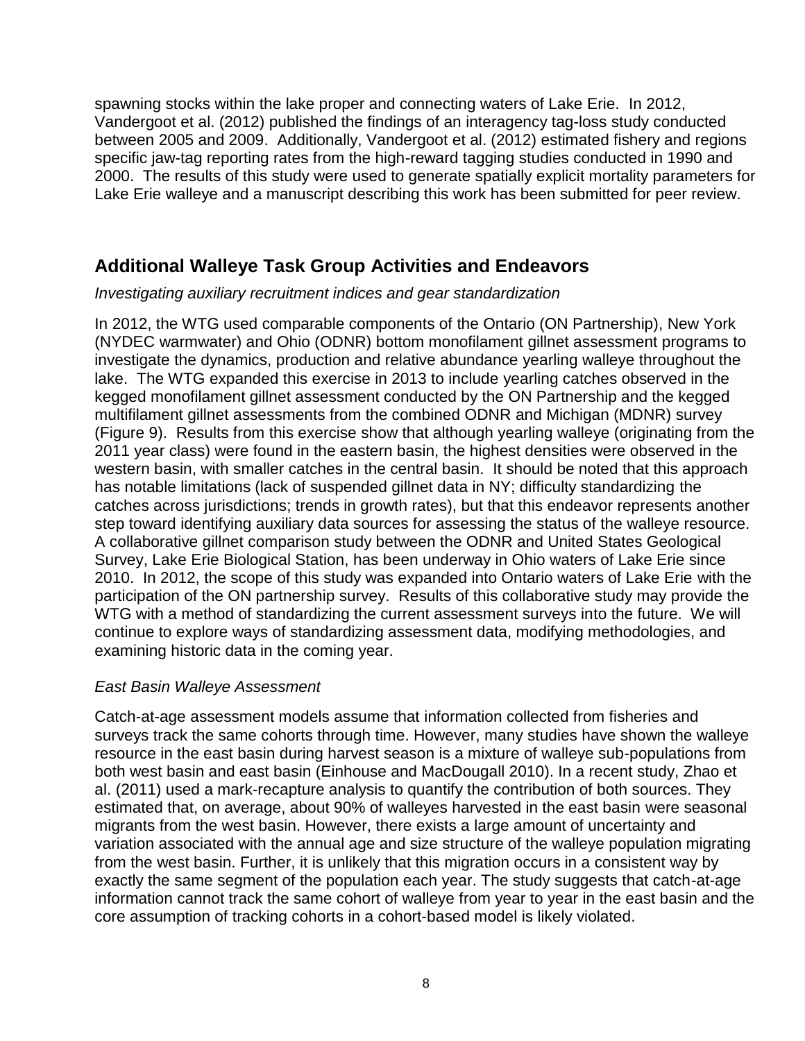spawning stocks within the lake proper and connecting waters of Lake Erie. In 2012, Vandergoot et al. (2012) published the findings of an interagency tag-loss study conducted between 2005 and 2009. Additionally, Vandergoot et al. (2012) estimated fishery and regions specific jaw-tag reporting rates from the high-reward tagging studies conducted in 1990 and 2000. The results of this study were used to generate spatially explicit mortality parameters for Lake Erie walleye and a manuscript describing this work has been submitted for peer review.

## Additional Walleye Task Group Activities and Endeavors

*Investigating auxiliary recruitment indices and gear standardization*

In 2012, the WTG used comparable components of the Ontario (ON Partnership), New York (NYDEC warmwater) and Ohio (ODNR) bottom monofilament gillnet assessment programs to investigate the dynamics, production and relative abundance yearling walleye throughout the lake. The WTG expanded this exercise in 2013 to include yearling catches observed in the kegged monofilament gillnet assessment conducted by the ON Partnership and the kegged multifilament gillnet assessments from the combined ODNR and Michigan (MDNR) survey (Figure 9). Results from this exercise show that although yearling walleye (originating from the 2011 year class) were found in the eastern basin, the highest densities were observed in the western basin, with smaller catches in the central basin. It should be noted that this approach has notable limitations (lack of suspended gillnet data in NY; difficulty standardizing the catches across jurisdictions; trends in growth rates), but that this endeavor represents another step toward identifying auxiliary data sources for assessing the status of the walleye resource. A collaborative gillnet comparison study between the ODNR and United States Geological Survey, Lake Erie Biological Station, has been underway in Ohio waters of Lake Erie since 2010. In 2012, the scope of this study was expanded into Ontario waters of Lake Erie with the participation of the ON partnership survey. Results of this collaborative study may provide the WTG with a method of standardizing the current assessment surveys into the future. We will continue to explore ways of standardizing assessment data, modifying methodologies, and examining historic data in the coming year.

*East Basin Walleye Assessment*

Catch-at-age assessment models assume that information collected from fisheries and surveys track the same cohorts through time. However, many studies have shown the walleye resource in the east basin during harvest season is a mixture of walleye sub-populations from both west basin and east basin (Einhouse and MacDougall 2010). In a recent study, Zhao et al. (2011) used a mark-recapture analysis to quantify the contribution of both sources. They estimated that, on average, about 90% of walleyes harvested in the east basin were seasonal migrants from the west basin. However, there exists a large amount of uncertainty and variation associated with the annual age and size structure of the walleye population migrating from the west basin. Further, it is unlikely that this migration occurs in a consistent way by exactly the same segment of the population each year. The study suggests that catch-at-age information cannot track the same cohort of walleye from year to year in the east basin and the core assumption of tracking cohorts in a cohort-based model is likely violated.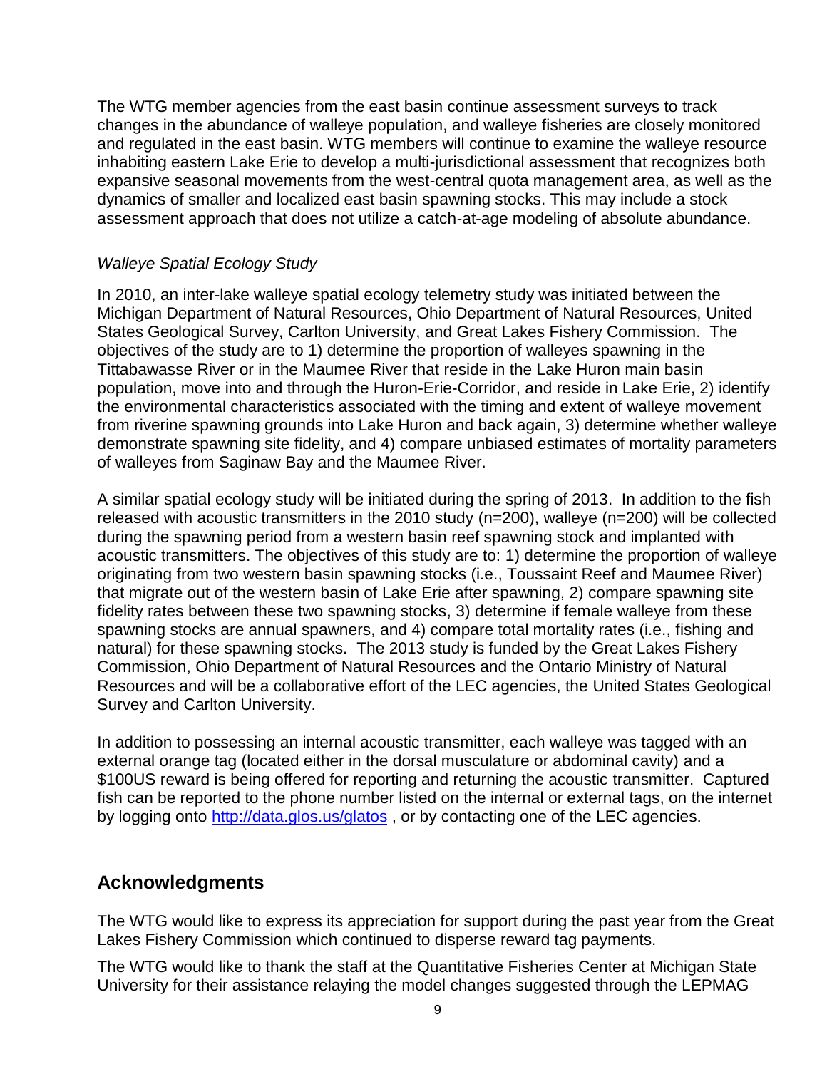The WTG member agencies from the east basin continue assessment surveys to track changes in the abundance of walleye population, and walleye fisheries are closely monitored and regulated in the east basin. WTG members will continue to examine the walleye resource inhabiting eastern Lake Erie to develop a multi-jurisdictional assessment that recognizes both expansive seasonal movements from the west-central quota management area, as well as the dynamics of smaller and localized east basin spawning stocks. This may include a stock assessment approach that does not utilize a catch-at-age modeling of absolute abundance.

*Walleye Spatial Ecology Study*

In 2010, an inter-lake walleye spatial ecology telemetry study was initiated between the Michigan Department of Natural Resources, Ohio Department of Natural Resources, United States Geological Survey, Carlton University, and Great Lakes Fishery Commission. The objectives of the study are to 1) determine the proportion of walleyes spawning in the Tittabawasse River or in the Maumee River that reside in the Lake Huron main basin population, move into and through the Huron-Erie-Corridor, and reside in Lake Erie, 2) identify the environmental characteristics associated with the timing and extent of walleye movement from riverine spawning grounds into Lake Huron and back again, 3) determine whether walleye demonstrate spawning site fidelity, and 4) compare unbiased estimates of mortality parameters of walleyes from Saginaw Bay and the Maumee River.

A similar spatial ecology study will be initiated during the spring of 2013. In addition to the fish released with acoustic transmitters in the 2010 study (n=200), walleye (n=200) will be collected during the spawning period from a western basin reef spawning stock and implanted with acoustic transmitters. The objectives of this study are to: 1) determine the proportion of walleye originating from two western basin spawning stocks (i.e., Toussaint Reef and Maumee River) that migrate out of the western basin of Lake Erie after spawning, 2) compare spawning site fidelity rates between these two spawning stocks, 3) determine if female walleye from these spawning stocks are annual spawners, and 4) compare total mortality rates (i.e., fishing and natural) for these spawning stocks. The 2013 study is funded by the Great Lakes Fishery Commission, Ohio Department of Natural Resources and the Ontario Ministry of Natural Resources and will be a collaborative effort of the LEC agencies, the United States Geological Survey and Carlton University.

In addition to possessing an internal acoustic transmitter, each walleye was tagged with an external orange tag (located either in the dorsal musculature or abdominal cavity) and a \$100US reward is being offered for reporting and returning the acoustic transmitter. Captured fish can be reported to the phone number listed on the internal or external tags, on the internet by logging onto http://data.glos.us/glatos , or by contacting one of the LEC agencies.

## Acknowledgments

The WTG would like to express its appreciation for support during the past year from the Great Lakes Fishery Commission which continued to disperse reward tag payments.

The WTG would like to thank the staff at the Quantitative Fisheries Center at Michigan State University for their assistance relaying the model changes suggested through the LEPMAG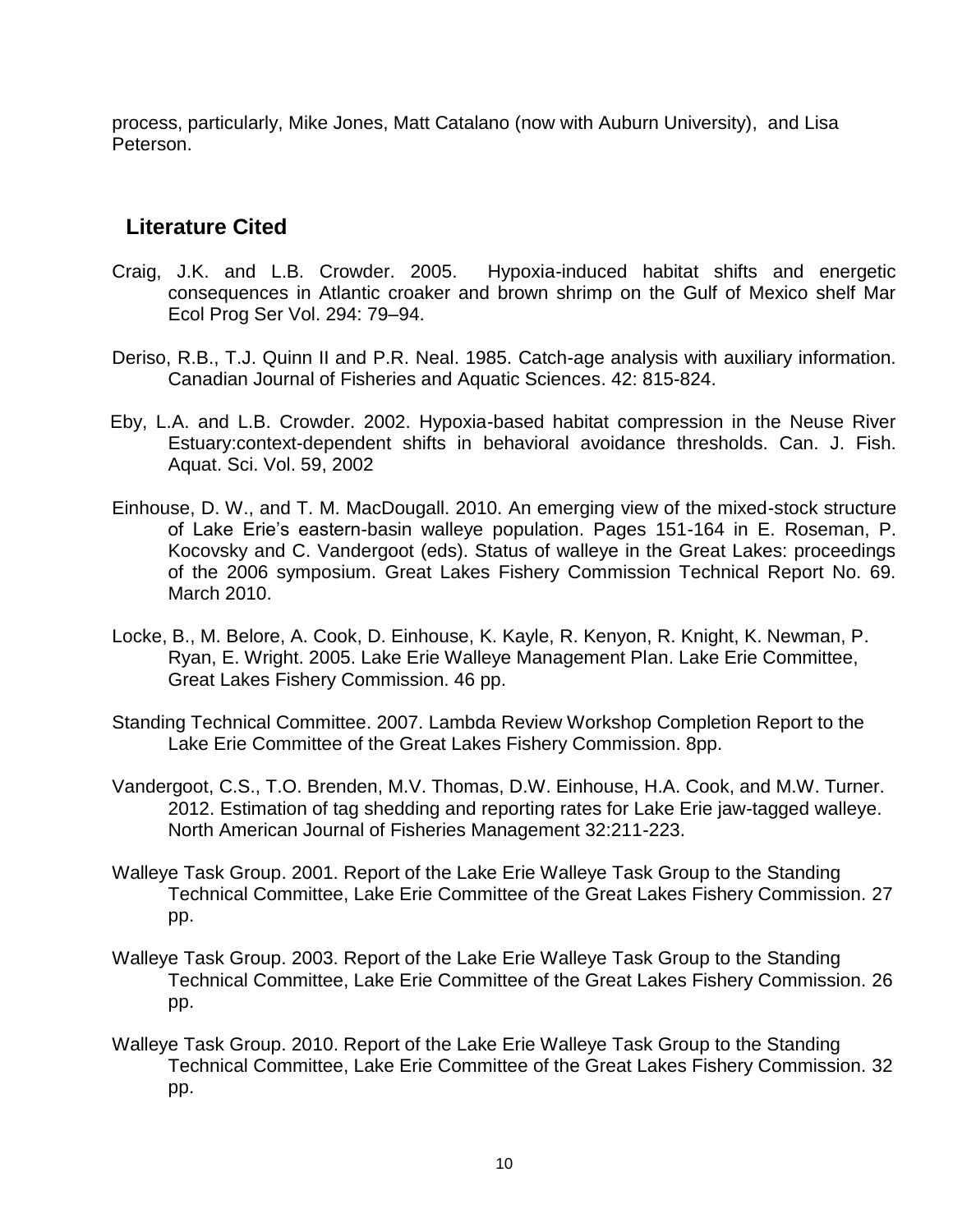process, particularly, Mike Jones, Matt Catalano (now with Auburn University), and Lisa Peterson.

## Literature Cited

Craig, J.K. and L.B. Crowder. 2005. Hypoxia-induced habitat shifts and energetic consequences in Atlantic croaker and brown shrimp on the Gulf of Mexico shelf Mar Ecol Prog Ser Vol. 294: 79–94.

Deriso, R.B., T.J. Quinn II and P.R. Neal. 1985. Catch-age analysis with auxiliary information. Canadian Journal of Fisheries and Aquatic Sciences. 42: 815-824.

Eby, L.A. and L.B. Crowder. 2002. Hypoxia-based habitat compression in the Neuse River Estuary:context-dependent shifts in behavioral avoidance thresholds. Can. J. Fish. Aquat. Sci. Vol. 59, 2002

Einhouse, D. W., and T. M. MacDougall. 2010. An emerging view of the mixed-stock structure of Lake Erie's eastern-basin walleye population. Pages 151-164 in E. Roseman, P. Kocovsky and C. Vandergoot (eds). Status of walleye in the Great Lakes: proceedings of the 2006 symposium. Great Lakes Fishery Commission Technical Report No. 69. March 2010.

Locke, B., M. Belore, A. Cook, D. Einhouse, K. Kayle, R. Kenyon, R. Knight, K. Newman, P. Ryan, E. Wright. 2005. Lake Erie Walleye Management Plan. Lake Erie Committee, Great Lakes Fishery Commission. 46 pp.

Standing Technical Committee. 2007. Lambda Review Workshop Completion Report to the Lake Erie Committee of the Great Lakes Fishery Commission. 8pp.

Vandergoot, C.S., T.O. Brenden, M.V. Thomas, D.W. Einhouse, H.A. Cook, and M.W. Turner. 2012. Estimation of tag shedding and reporting rates for Lake Erie jaw-tagged walleye. North American Journal of Fisheries Management 32:211-223.

Walleye Task Group. 2001. Report of the Lake Erie Walleye Task Group to the Standing Technical Committee, Lake Erie Committee of the Great Lakes Fishery Commission. 27 pp.

Walleye Task Group. 2003. Report of the Lake Erie Walleye Task Group to the Standing Technical Committee, Lake Erie Committee of the Great Lakes Fishery Commission. 26 pp.

Walleye Task Group. 2010. Report of the Lake Erie Walleye Task Group to the Standing Technical Committee, Lake Erie Committee of the Great Lakes Fishery Commission. 32 pp.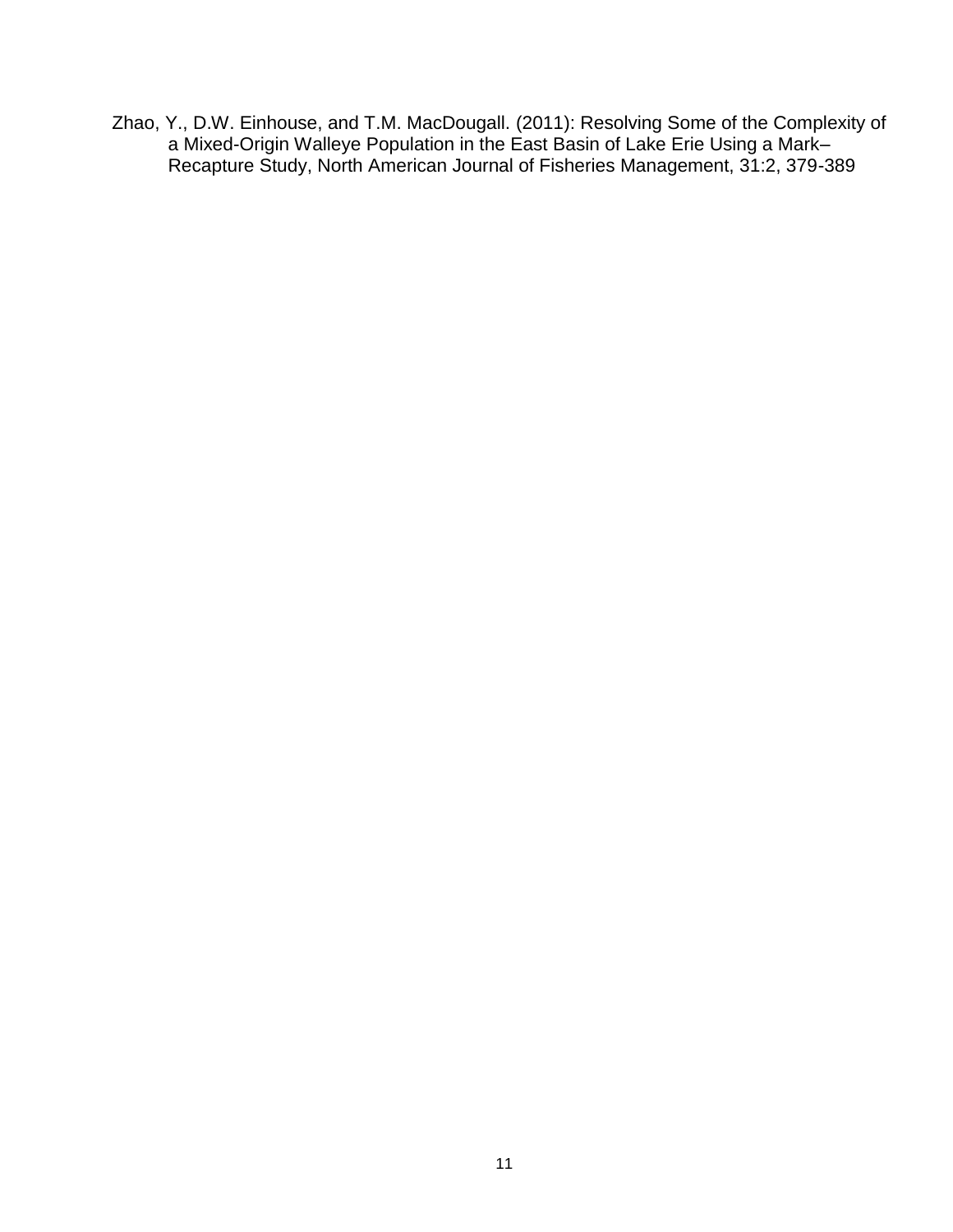Zhao, Y., D.W. Einhouse, and T.M. MacDougall. (2011): Resolving Some of the Complexity of a Mixed-Origin Walleye Population in the East Basin of Lake Erie Using a Mark–Recapture Study, North American Journal of Fisheries Management, 31:2, 379-389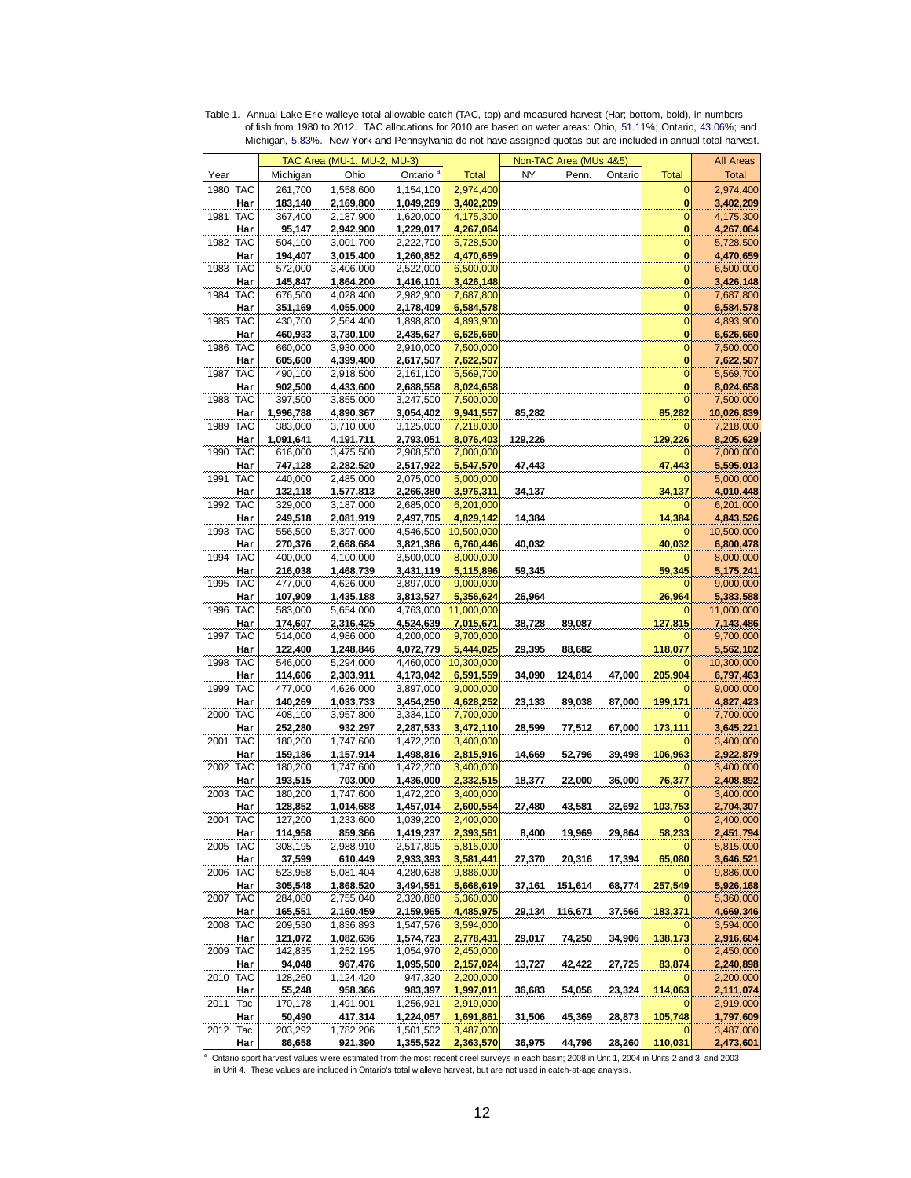Table 1. Annual Lake Erie walleye total allowable catch (TAC, top) and measured harvest (Har; bottom, bold), in numbers of fish from 1980 to 2012. TAC allocations for 2010 are based on water areas: Ohio, 51.11%; Ontario, 43.06%; and Michigan, 5.83%. New York and Pennsylvania do not have assigned quotas but are included in annual total harvest.

| | | TAC Area (MU-1, MU-2, MU-3) | | | | Non-TAC Area (MUs 4&5) | | | | All Areas |
|---|---|---|---|---|---|---|---|---|---|---|
| Year | | Michigan | Ohio | Ontario [a] | Total | NY | Penn. | Ontario | Total | Total |
| 1980 | TAC | 261,700 | 1,558,600 | 1,154,100 | 2,974,400 | | | | 0 | 2,974,400 |
| | Har | **183,140** | **2,169,800** | **1,049,269** | **3,402,209** | | | | **0** | **3,402,209** |
| 1981 | TAC | 367,400 | 2,187,900 | 1,620,000 | 4,175,300 | | | | 0 | 4,175,300 |
| | Har | **95,147** | **2,942,900** | **1,229,017** | **4,267,064** | | | | **0** | **4,267,064** |
| 1982 | TAC | 504,100 | 3,001,700 | 2,222,700 | 5,728,500 | | | | 0 | 5,728,500 |
| | Har | **194,407** | **3,015,400** | **1,260,852** | **4,470,659** | | | | **0** | **4,470,659** |
| 1983 | TAC | 572,000 | 3,406,000 | 2,522,000 | 6,500,000 | | | | 0 | 6,500,000 |
| | Har | **145,847** | **1,864,200** | **1,416,101** | **3,426,148** | | | | **0** | **3,426,148** |
| 1984 | TAC | 676,500 | 4,028,400 | 2,982,900 | 7,687,800 | | | | 0 | 7,687,800 |
| | Har | **351,169** | **4,055,000** | **2,178,409** | **6,584,578** | | | | **0** | **6,584,578** |
| 1985 | TAC | 430,700 | 2,564,400 | 1,898,800 | 4,893,900 | | | | 0 | 4,893,900 |
| | Har | **460,933** | **3,730,100** | **2,435,627** | **6,626,660** | | | | **0** | **6,626,660** |
| 1986 | TAC | 660,000 | 3,930,000 | 2,910,000 | 7,500,000 | | | | 0 | 7,500,000 |
| | Har | **605,600** | **4,399,400** | **2,617,507** | **7,622,507** | | | | **0** | **7,622,507** |
| 1987 | TAC | 490,100 | 2,918,500 | 2,161,100 | 5,569,700 | | | | 0 | 5,569,700 |
| | Har | **902,500** | **4,433,600** | **2,688,558** | **8,024,658** | | | | **0** | **8,024,658** |
| 1988 | TAC | 397,500 | 3,855,000 | 3,247,500 | 7,500,000 | | | | 0 | 7,500,000 |
| | Har | **1,996,788** | **4,890,367** | **3,054,402** | **9,941,557** | **85,282** | | | **85,282** | **10,026,839** |
| 1989 | TAC | 383,000 | 3,710,000 | 3,125,000 | 7,218,000 | | | | 0 | 7,218,000 |
| | Har | **1,091,641** | **4,191,711** | **2,793,051** | **8,076,403** | **129,226** | | | **129,226** | **8,205,629** |
| 1990 | TAC | 616,000 | 3,475,500 | 2,908,500 | 7,000,000 | | | | 0 | 7,000,000 |
| | Har | **747,128** | **2,282,520** | **2,517,922** | **5,547,570** | **47,443** | | | **47,443** | **5,595,013** |
| 1991 | TAC | 440,000 | 2,485,000 | 2,075,000 | 5,000,000 | | | | 0 | 5,000,000 |
| | Har | **132,118** | **1,577,813** | **2,266,380** | **3,976,311** | **34,137** | | | **34,137** | **4,010,448** |
| 1992 | TAC | 329,000 | 3,187,000 | 2,685,000 | 6,201,000 | | | | 0 | 6,201,000 |
| | Har | **249,518** | **2,081,919** | **2,497,705** | **4,829,142** | **14,384** | | | **14,384** | **4,843,526** |
| 1993 | TAC | 556,500 | 5,397,000 | 4,546,500 | 10,500,000 | | | | 0 | 10,500,000 |
| | Har | **270,376** | **2,668,684** | **3,821,386** | **6,760,446** | **40,032** | | | **40,032** | **6,800,478** |
| 1994 | TAC | 400,000 | 4,100,000 | 3,500,000 | 8,000,000 | | | | 0 | 8,000,000 |
| | Har | **216,038** | **1,468,739** | **3,431,119** | **5,115,896** | **59,345** | | | **59,345** | **5,175,241** |
| 1995 | TAC | 477,000 | 4,626,000 | 3,897,000 | 9,000,000 | | | | 0 | 9,000,000 |
| | Har | **107,909** | **1,435,188** | **3,813,527** | **5,356,624** | **26,964** | | | **26,964** | **5,383,588** |
| 1996 | TAC | 583,000 | 5,654,000 | 4,763,000 | 11,000,000 | | | | 0 | 11,000,000 |
| | Har | **174,607** | **2,316,425** | **4,524,639** | **7,015,671** | **38,728** | **89,087** | | **127,815** | **7,143,486** |
| 1997 | TAC | 514,000 | 4,986,000 | 4,200,000 | 9,700,000 | | | | 0 | 9,700,000 |
| | Har | **122,400** | **1,248,846** | **4,072,779** | **5,444,025** | **29,395** | **88,682** | | **118,077** | **5,562,102** |
| 1998 | TAC | 546,000 | 5,294,000 | 4,460,000 | 10,300,000 | | | | 0 | 10,300,000 |
| | Har | **114,606** | **2,303,911** | **4,173,042** | **6,591,559** | **34,090** | **124,814** | **47,000** | **205,904** | **6,797,463** |
| 1999 | TAC | 477,000 | 4,626,000 | 3,897,000 | 9,000,000 | | | | 0 | 9,000,000 |
| | Har | **140,269** | **1,033,733** | **3,454,250** | **4,628,252** | **23,133** | **89,038** | **87,000** | **199,171** | **4,827,423** |
| 2000 | TAC | 408,100 | 3,957,800 | 3,334,100 | 7,700,000 | | | | 0 | 7,700,000 |
| | Har | **252,280** | **932,297** | **2,287,533** | **3,472,110** | **28,599** | **77,512** | **67,000** | **173,111** | **3,645,221** |
| 2001 | TAC | 180,200 | 1,747,600 | 1,472,200 | 3,400,000 | | | | 0 | 3,400,000 |
| | Har | **159,186** | **1,157,914** | **1,498,816** | **2,815,916** | **14,669** | **52,796** | **39,498** | **106,963** | **2,922,879** |
| 2002 | TAC | 180,200 | 1,747,600 | 1,472,200 | 3,400,000 | | | | 0 | 3,400,000 |
| | Har | **193,515** | **703,000** | **1,436,000** | **2,332,515** | **18,377** | **22,000** | **36,000** | **76,377** | **2,408,892** |
| 2003 | TAC | 180,200 | 1,747,600 | 1,472,200 | 3,400,000 | | | | 0 | 3,400,000 |
| | Har | **128,852** | **1,014,688** | **1,457,014** | **2,600,554** | **27,480** | **43,581** | **32,692** | **103,753** | **2,704,307** |
| 2004 | TAC | 127,200 | 1,233,600 | 1,039,200 | 2,400,000 | | | | 0 | 2,400,000 |
| | Har | **114,958** | **859,366** | **1,419,237** | **2,393,561** | **8,400** | **19,969** | **29,864** | **58,233** | **2,451,794** |
| 2005 | TAC | 308,195 | 2,988,910 | 2,517,895 | 5,815,000 | | | | 0 | 5,815,000 |
| | Har | **37,599** | **610,449** | **2,933,393** | **3,581,441** | **27,370** | **20,316** | **17,394** | **65,080** | **3,646,521** |
| 2006 | TAC | 523,958 | 5,081,404 | 4,280,638 | 9,886,000 | | | | 0 | 9,886,000 |
| | Har | **305,548** | **1,868,520** | **3,494,551** | **5,668,619** | **37,161** | **151,614** | **68,774** | **257,549** | **5,926,168** |
| 2007 | TAC | 284,080 | 2,755,040 | 2,320,880 | 5,360,000 | | | | 0 | 5,360,000 |
| | Har | **165,551** | **2,160,459** | **2,159,965** | **4,485,975** | **29,134** | **116,671** | **37,566** | **183,371** | **4,669,346** |
| 2008 | TAC | 209,530 | 1,836,893 | 1,547,576 | 3,594,000 | | | | 0 | 3,594,000 |
| | Har | **121,072** | **1,082,636** | **1,574,723** | **2,778,431** | **29,017** | **74,250** | **34,906** | **138,173** | **2,916,604** |
| 2009 | TAC | 142,835 | 1,252,195 | 1,054,970 | 2,450,000 | | | | 0 | 2,450,000 |
| | Har | **94,048** | **967,476** | **1,095,500** | **2,157,024** | **13,727** | **42,422** | **27,725** | **83,874** | **2,240,898** |
| 2010 | TAC | 128,260 | 1,124,420 | 947,320 | 2,200,000 | | | | 0 | 2,200,000 |
| | Har | **55,248** | **958,366** | **983,397** | **1,997,011** | **36,683** | **54,056** | **23,324** | **114,063** | **2,111,074** |
| 2011 | Tac | 170,178 | 1,491,901 | 1,256,921 | 2,919,000 | | | | 0 | 2,919,000 |
| | Har | **50,490** | **417,314** | **1,224,057** | **1,691,861** | **31,506** | **45,369** | **28,873** | **105,748** | **1,797,609** |
| 2012 | Tac | 203,292 | 1,782,206 | 1,501,502 | 3,487,000 | | | | 0 | 3,487,000 |
| | Har | **86,658** | **921,390** | **1,355,522** | **2,363,570** | **36,975** | **44,796** | **28,260** | **110,031** | **2,473,601** |

[a] Ontario sport harvest values were estimated from the most recent creel surveys in each basin; 2008 in Unit 1, 2004 in Units 2 and 3, and 2003 in Unit 4. These values are included in Ontario's total walleye harvest, but are not used in catch-at-age analysis.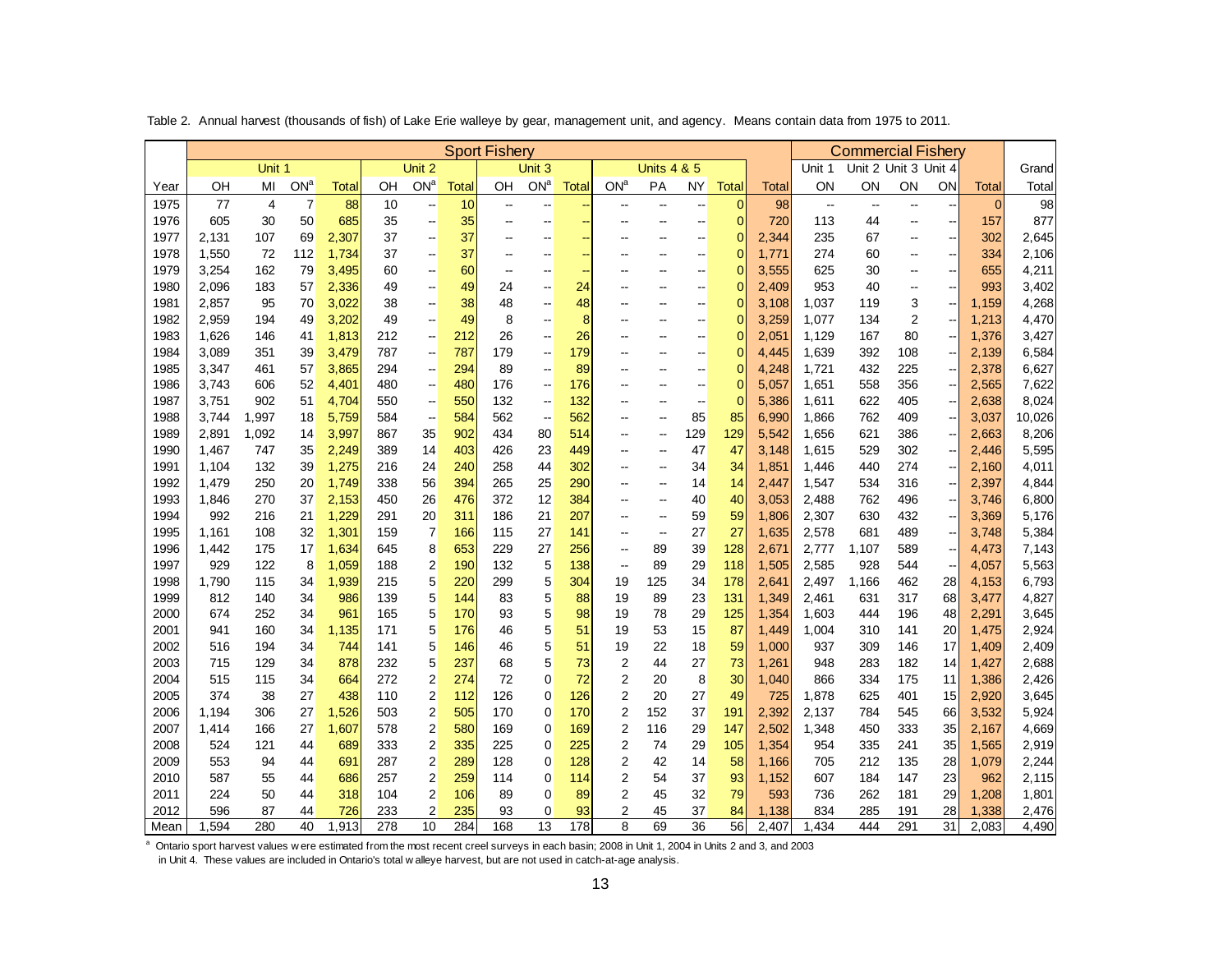Table 2. Annual harvest (thousands of fish) of Lake Erie walleye by gear, management unit, and agency. Means contain data from 1975 to 2011.

| | Sport Fishery | | | | | | | | | | | | | | | | Commercial Fishery | | | | | |
|---|---|---|---|---|---|---|---|---|---|---|---|---|---|---|---|---|---|---|---|---|---|---|
| | Unit 1 | | | | Unit 2 | | | Unit 3 | | | Units 4 & 5 | | | | | | Unit 1 | Unit 2 | Unit 3 | Unit 4 | | Grand |
| Year | OH | MI | ON[a] | Total | OH | ON[a] | Total | OH | ON[a] | Total | ON[a] | PA | NY | Total | Total | ON | ON | ON | ON | Total | Total |
| 1975 | 77 | 4 | 7 | 88 | 10 | -- | 10 | -- | -- | -- | -- | -- | -- | 0 | 98 | -- | -- | -- | -- | 0 | 98 |
| 1976 | 605 | 30 | 50 | 685 | 35 | -- | 35 | -- | -- | -- | -- | -- | -- | 0 | 720 | 113 | 44 | -- | -- | 157 | 877 |
| 1977 | 2,131 | 107 | 69 | 2,307 | 37 | -- | 37 | -- | -- | -- | -- | -- | -- | 0 | 2,344 | 235 | 67 | -- | -- | 302 | 2,645 |
| 1978 | 1,550 | 72 | 112 | 1,734 | 37 | -- | 37 | -- | -- | -- | -- | -- | -- | 0 | 1,771 | 274 | 60 | -- | -- | 334 | 2,106 |
| 1979 | 3,254 | 162 | 79 | 3,495 | 60 | -- | 60 | -- | -- | -- | -- | -- | -- | 0 | 3,555 | 625 | 30 | -- | -- | 655 | 4,211 |
| 1980 | 2,096 | 183 | 57 | 2,336 | 49 | -- | 49 | 24 | -- | 24 | -- | -- | -- | 0 | 2,409 | 953 | 40 | -- | -- | 993 | 3,402 |
| 1981 | 2,857 | 95 | 70 | 3,022 | 38 | -- | 38 | 48 | -- | 48 | -- | -- | -- | 0 | 3,108 | 1,037 | 119 | 3 | -- | 1,159 | 4,268 |
| 1982 | 2,959 | 194 | 49 | 3,202 | 49 | -- | 49 | 8 | -- | 8 | -- | -- | -- | 0 | 3,259 | 1,077 | 134 | 2 | -- | 1,213 | 4,470 |
| 1983 | 1,626 | 146 | 41 | 1,813 | 212 | -- | 212 | 26 | -- | 26 | -- | -- | -- | 0 | 2,051 | 1,129 | 167 | 80 | -- | 1,376 | 3,427 |
| 1984 | 3,089 | 351 | 39 | 3,479 | 787 | -- | 787 | 179 | -- | 179 | -- | -- | -- | 0 | 4,445 | 1,639 | 392 | 108 | -- | 2,139 | 6,584 |
| 1985 | 3,347 | 461 | 57 | 3,865 | 294 | -- | 294 | 89 | -- | 89 | -- | -- | -- | 0 | 4,248 | 1,721 | 432 | 225 | -- | 2,378 | 6,627 |
| 1986 | 3,743 | 606 | 52 | 4,401 | 480 | -- | 480 | 176 | -- | 176 | -- | -- | -- | 0 | 5,057 | 1,651 | 558 | 356 | -- | 2,565 | 7,622 |
| 1987 | 3,751 | 902 | 51 | 4,704 | 550 | -- | 550 | 132 | -- | 132 | -- | -- | -- | 0 | 5,386 | 1,611 | 622 | 405 | -- | 2,638 | 8,024 |
| 1988 | 3,744 | 1,997 | 18 | 5,759 | 584 | -- | 584 | 562 | -- | 562 | -- | -- | 85 | 85 | 6,990 | 1,866 | 762 | 409 | -- | 3,037 | 10,026 |
| 1989 | 2,891 | 1,092 | 14 | 3,997 | 867 | 35 | 902 | 434 | 80 | 514 | -- | -- | 129 | 129 | 5,542 | 1,656 | 621 | 386 | -- | 2,663 | 8,206 |
| 1990 | 1,467 | 747 | 35 | 2,249 | 389 | 14 | 403 | 426 | 23 | 449 | -- | -- | 47 | 47 | 3,148 | 1,615 | 529 | 302 | -- | 2,446 | 5,595 |
| 1991 | 1,104 | 132 | 39 | 1,275 | 216 | 24 | 240 | 258 | 44 | 302 | -- | -- | 34 | 34 | 1,851 | 1,446 | 440 | 274 | -- | 2,160 | 4,011 |
| 1992 | 1,479 | 250 | 20 | 1,749 | 338 | 56 | 394 | 265 | 25 | 290 | -- | -- | 14 | 14 | 2,447 | 1,547 | 534 | 316 | -- | 2,397 | 4,844 |
| 1993 | 1,846 | 270 | 37 | 2,153 | 450 | 26 | 476 | 372 | 12 | 384 | -- | -- | 40 | 40 | 3,053 | 2,488 | 762 | 496 | -- | 3,746 | 6,800 |
| 1994 | 992 | 216 | 21 | 1,229 | 291 | 20 | 311 | 186 | 21 | 207 | -- | -- | 59 | 59 | 1,806 | 2,307 | 630 | 432 | -- | 3,369 | 5,176 |
| 1995 | 1,161 | 108 | 32 | 1,301 | 159 | 7 | 166 | 115 | 27 | 141 | -- | -- | 27 | 27 | 1,635 | 2,578 | 681 | 489 | -- | 3,748 | 5,384 |
| 1996 | 1,442 | 175 | 17 | 1,634 | 645 | 8 | 653 | 229 | 27 | 256 | -- | 89 | 39 | 128 | 2,671 | 2,777 | 1,107 | 589 | -- | 4,473 | 7,143 |
| 1997 | 929 | 122 | 8 | 1,059 | 188 | 2 | 190 | 132 | 5 | 138 | -- | 89 | 29 | 118 | 1,505 | 2,585 | 928 | 544 | -- | 4,057 | 5,563 |
| 1998 | 1,790 | 115 | 34 | 1,939 | 215 | 5 | 220 | 299 | 5 | 304 | 19 | 125 | 34 | 178 | 2,641 | 2,497 | 1,166 | 462 | 28 | 4,153 | 6,793 |
| 1999 | 812 | 140 | 34 | 986 | 139 | 5 | 144 | 83 | 5 | 88 | 19 | 89 | 23 | 131 | 1,349 | 2,461 | 631 | 317 | 68 | 3,477 | 4,827 |
| 2000 | 674 | 252 | 34 | 961 | 165 | 5 | 170 | 93 | 5 | 98 | 19 | 78 | 29 | 125 | 1,354 | 1,603 | 444 | 196 | 48 | 2,291 | 3,645 |
| 2001 | 941 | 160 | 34 | 1,135 | 171 | 5 | 176 | 46 | 5 | 51 | 19 | 53 | 15 | 87 | 1,449 | 1,004 | 310 | 141 | 20 | 1,475 | 2,924 |
| 2002 | 516 | 194 | 34 | 744 | 141 | 5 | 146 | 46 | 5 | 51 | 19 | 22 | 18 | 59 | 1,000 | 937 | 309 | 146 | 17 | 1,409 | 2,409 |
| 2003 | 715 | 129 | 34 | 878 | 232 | 5 | 237 | 68 | 5 | 73 | 2 | 44 | 27 | 73 | 1,261 | 948 | 283 | 182 | 14 | 1,427 | 2,688 |
| 2004 | 515 | 115 | 34 | 664 | 272 | 2 | 274 | 72 | 0 | 72 | 2 | 20 | 8 | 30 | 1,040 | 866 | 334 | 175 | 11 | 1,386 | 2,426 |
| 2005 | 374 | 38 | 27 | 438 | 110 | 2 | 112 | 126 | 0 | 126 | 2 | 20 | 27 | 49 | 725 | 1,878 | 625 | 401 | 15 | 2,920 | 3,645 |
| 2006 | 1,194 | 306 | 27 | 1,526 | 503 | 2 | 505 | 170 | 0 | 170 | 2 | 152 | 37 | 191 | 2,392 | 2,137 | 784 | 545 | 66 | 3,532 | 5,924 |
| 2007 | 1,414 | 166 | 27 | 1,607 | 578 | 2 | 580 | 169 | 0 | 169 | 2 | 116 | 29 | 147 | 2,502 | 1,348 | 450 | 333 | 35 | 2,167 | 4,669 |
| 2008 | 524 | 121 | 44 | 689 | 333 | 2 | 335 | 225 | 0 | 225 | 2 | 74 | 29 | 105 | 1,354 | 954 | 335 | 241 | 35 | 1,565 | 2,919 |
| 2009 | 553 | 94 | 44 | 691 | 287 | 2 | 289 | 128 | 0 | 128 | 2 | 42 | 14 | 58 | 1,166 | 705 | 212 | 135 | 28 | 1,079 | 2,244 |
| 2010 | 587 | 55 | 44 | 686 | 257 | 2 | 259 | 114 | 0 | 114 | 2 | 54 | 37 | 93 | 1,152 | 607 | 184 | 147 | 23 | 962 | 2,115 |
| 2011 | 224 | 50 | 44 | 318 | 104 | 2 | 106 | 89 | 0 | 89 | 2 | 45 | 32 | 79 | 593 | 736 | 262 | 181 | 29 | 1,208 | 1,801 |
| 2012 | 596 | 87 | 44 | 726 | 233 | 2 | 235 | 93 | 0 | 93 | 2 | 45 | 37 | 84 | 1,138 | 834 | 285 | 191 | 28 | 1,338 | 2,476 |
| Mean | 1,594 | 280 | 40 | 1,913 | 278 | 10 | 284 | 168 | 13 | 178 | 8 | 69 | 36 | 56 | 2,407 | 1,434 | 444 | 291 | 31 | 2,083 | 4,490 |

[a] Ontario sport harvest values were estimated from the most recent creel surveys in each basin; 2008 in Unit 1, 2004 in Units 2 and 3, and 2003 in Unit 4. These values are included in Ontario's total walleye harvest, but are not used in catch-at-age analysis.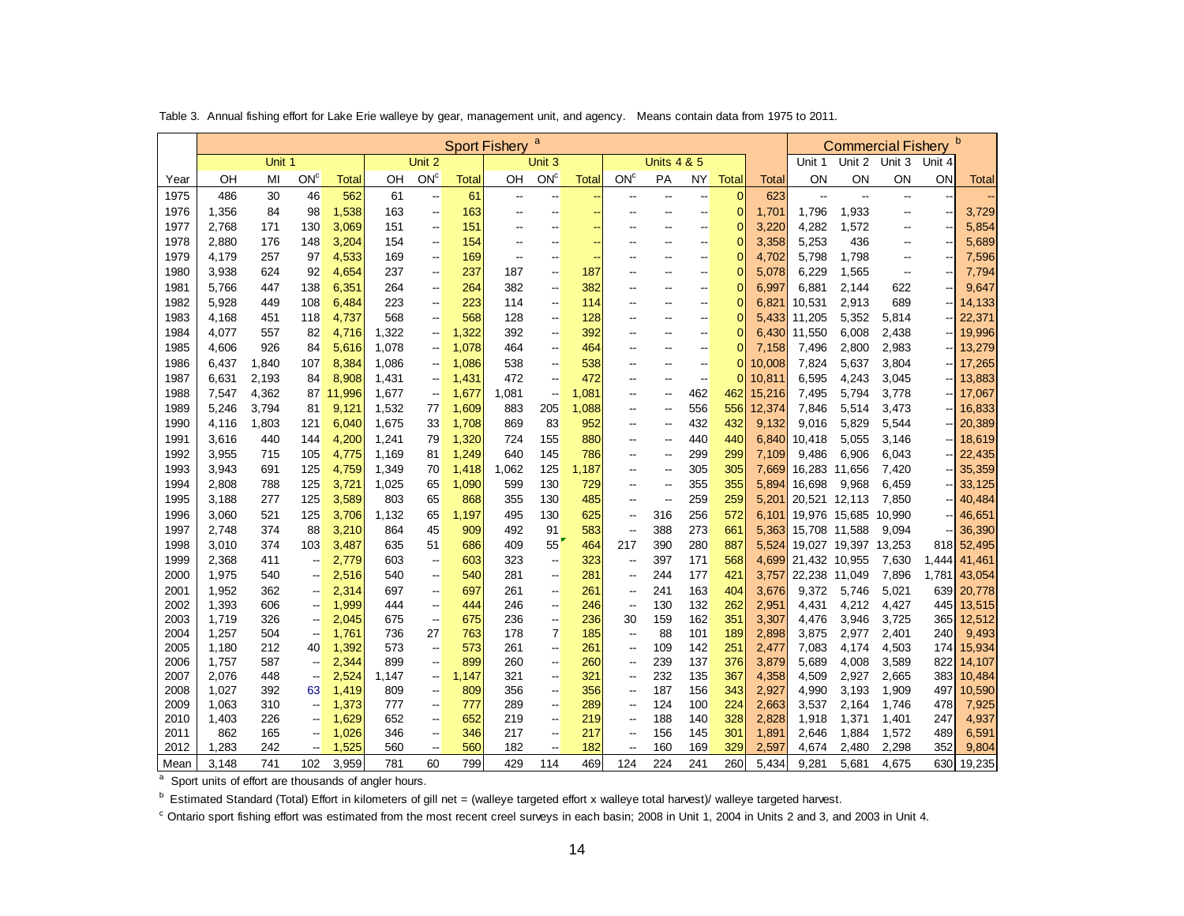Table 3. Annual fishing effort for Lake Erie walleye by gear, management unit, and agency. Means contain data from 1975 to 2011.

| | Sport Fishery [a] | | | | | | | | | | | | | | | | Commercial Fishery [b] | | | | |
|---|---|---|---|---|---|---|---|---|---|---|---|---|---|---|---|---|---|---|---|---|
| | Unit 1 | | | | Unit 2 | | | Unit 3 | | | Units 4 & 5 | | | | | | Unit 1 | Unit 2 | Unit 3 | Unit 4 | |
| Year | OH | MI | ON[c] | Total | OH | ON[c] | Total | OH | ON[c] | Total | ON[c] | PA | NY | Total | Total | | ON | ON | ON | ON | Total |
| 1975 | 486 | 30 | 46 | 562 | 61 | -- | 61 | -- | -- | -- | -- | -- | -- | 0 | 623 | | -- | -- | -- | -- | -- |
| 1976 | 1,356 | 84 | 98 | 1,538 | 163 | -- | 163 | -- | -- | -- | -- | -- | -- | 0 | 1,701 | | 1,796 | 1,933 | -- | -- | 3,729 |
| 1977 | 2,768 | 171 | 130 | 3,069 | 151 | -- | 151 | -- | -- | -- | -- | -- | -- | 0 | 3,220 | | 4,282 | 1,572 | -- | -- | 5,854 |
| 1978 | 2,880 | 176 | 148 | 3,204 | 154 | -- | 154 | -- | -- | -- | -- | -- | -- | 0 | 3,358 | | 5,253 | 436 | -- | -- | 5,689 |
| 1979 | 4,179 | 257 | 97 | 4,533 | 169 | -- | 169 | -- | -- | -- | -- | -- | -- | 0 | 4,702 | | 5,798 | 1,798 | -- | -- | 7,596 |
| 1980 | 3,938 | 624 | 92 | 4,654 | 237 | -- | 237 | 187 | -- | 187 | -- | -- | -- | 0 | 5,078 | | 6,229 | 1,565 | -- | -- | 7,794 |
| 1981 | 5,766 | 447 | 138 | 6,351 | 264 | -- | 264 | 382 | -- | 382 | -- | -- | -- | 0 | 6,997 | | 6,881 | 2,144 | 622 | -- | 9,647 |
| 1982 | 5,928 | 449 | 108 | 6,484 | 223 | -- | 223 | 114 | -- | 114 | -- | -- | -- | 0 | 6,821 | | 10,531 | 2,913 | 689 | -- | 14,133 |
| 1983 | 4,168 | 451 | 118 | 4,737 | 568 | -- | 568 | 128 | -- | 128 | -- | -- | -- | 0 | 5,433 | | 11,205 | 5,352 | 5,814 | -- | 22,371 |
| 1984 | 4,077 | 557 | 82 | 4,716 | 1,322 | -- | 1,322 | 392 | -- | 392 | -- | -- | -- | 0 | 6,430 | | 11,550 | 6,008 | 2,438 | -- | 19,996 |
| 1985 | 4,606 | 926 | 84 | 5,616 | 1,078 | -- | 1,078 | 464 | -- | 464 | -- | -- | -- | 0 | 7,158 | | 7,496 | 2,800 | 2,983 | -- | 13,279 |
| 1986 | 6,437 | 1,840 | 107 | 8,384 | 1,086 | -- | 1,086 | 538 | -- | 538 | -- | -- | -- | 0 | 10,008 | | 7,824 | 5,637 | 3,804 | -- | 17,265 |
| 1987 | 6,631 | 2,193 | 84 | 8,908 | 1,431 | -- | 1,431 | 472 | -- | 472 | -- | -- | -- | 0 | 10,811 | | 6,595 | 4,243 | 3,045 | -- | 13,883 |
| 1988 | 7,547 | 4,362 | 87 | 11,996 | 1,677 | -- | 1,677 | 1,081 | -- | 1,081 | -- | -- | 462 | 462 | 15,216 | | 7,495 | 5,794 | 3,778 | -- | 17,067 |
| 1989 | 5,246 | 3,794 | 81 | 9,121 | 1,532 | 77 | 1,609 | 883 | 205 | 1,088 | -- | -- | 556 | 556 | 12,374 | | 7,846 | 5,514 | 3,473 | -- | 16,833 |
| 1990 | 4,116 | 1,803 | 121 | 6,040 | 1,675 | 33 | 1,708 | 869 | 83 | 952 | -- | -- | 432 | 432 | 9,132 | | 9,016 | 5,829 | 5,544 | -- | 20,389 |
| 1991 | 3,616 | 440 | 144 | 4,200 | 1,241 | 79 | 1,320 | 724 | 155 | 880 | -- | -- | 440 | 440 | 6,840 | | 10,418 | 5,055 | 3,146 | -- | 18,619 |
| 1992 | 3,955 | 715 | 105 | 4,775 | 1,169 | 81 | 1,249 | 640 | 145 | 786 | -- | -- | 299 | 299 | 7,109 | | 9,486 | 6,906 | 6,043 | -- | 22,435 |
| 1993 | 3,943 | 691 | 125 | 4,759 | 1,349 | 70 | 1,418 | 1,062 | 125 | 1,187 | -- | -- | 305 | 305 | 7,669 | | 16,283 | 11,656 | 7,420 | -- | 35,359 |
| 1994 | 2,808 | 788 | 125 | 3,721 | 1,025 | 65 | 1,090 | 599 | 130 | 729 | -- | -- | 355 | 355 | 5,894 | | 16,698 | 9,968 | 6,459 | -- | 33,125 |
| 1995 | 3,188 | 277 | 125 | 3,589 | 803 | 65 | 868 | 355 | 130 | 485 | -- | -- | 259 | 259 | 5,201 | | 20,521 | 12,113 | 7,850 | -- | 40,484 |
| 1996 | 3,060 | 521 | 125 | 3,706 | 1,132 | 65 | 1,197 | 495 | 130 | 625 | -- | 316 | 256 | 572 | 6,101 | | 19,976 | 15,685 | 10,990 | -- | 46,651 |
| 1997 | 2,748 | 374 | 88 | 3,210 | 864 | 45 | 909 | 492 | 91 | 583 | -- | 388 | 273 | 661 | 5,363 | | 15,708 | 11,588 | 9,094 | -- | 36,390 |
| 1998 | 3,010 | 374 | 103 | 3,487 | 635 | 51 | 686 | 409 | 55 | 464 | 217 | 390 | 280 | 887 | 5,524 | | 19,027 | 19,397 | 13,253 | 818 | 52,495 |
| 1999 | 2,368 | 411 | -- | 2,779 | 603 | -- | 603 | 323 | -- | 323 | -- | 397 | 171 | 568 | 4,699 | | 21,432 | 10,955 | 7,630 | 1,444 | 41,461 |
| 2000 | 1,975 | 540 | -- | 2,516 | 540 | -- | 540 | 281 | -- | 281 | -- | 244 | 177 | 421 | 3,757 | | 22,238 | 11,049 | 7,896 | 1,781 | 43,054 |
| 2001 | 1,952 | 362 | -- | 2,314 | 697 | -- | 697 | 261 | -- | 261 | -- | 241 | 163 | 404 | 3,676 | | 9,372 | 5,746 | 5,021 | 639 | 20,778 |
| 2002 | 1,393 | 606 | -- | 1,999 | 444 | -- | 444 | 246 | -- | 246 | -- | 130 | 132 | 262 | 2,951 | | 4,431 | 4,212 | 4,427 | 445 | 13,515 |
| 2003 | 1,719 | 326 | -- | 2,045 | 675 | -- | 675 | 236 | -- | 236 | 30 | 159 | 162 | 351 | 3,307 | | 4,476 | 3,946 | 3,725 | 365 | 12,512 |
| 2004 | 1,257 | 504 | -- | 1,761 | 736 | 27 | 763 | 178 | 7 | 185 | -- | 88 | 101 | 189 | 2,898 | | 3,875 | 2,977 | 2,401 | 240 | 9,493 |
| 2005 | 1,180 | 212 | 40 | 1,392 | 573 | -- | 573 | 261 | -- | 261 | -- | 109 | 142 | 251 | 2,477 | | 7,083 | 4,174 | 4,503 | 174 | 15,934 |
| 2006 | 1,757 | 587 | -- | 2,344 | 899 | -- | 899 | 260 | -- | 260 | -- | 239 | 137 | 376 | 3,879 | | 5,689 | 4,008 | 3,589 | 822 | 14,107 |
| 2007 | 2,076 | 448 | -- | 2,524 | 1,147 | -- | 1,147 | 321 | -- | 321 | -- | 232 | 135 | 367 | 4,358 | | 4,509 | 2,927 | 2,665 | 383 | 10,484 |
| 2008 | 1,027 | 392 | 63 | 1,419 | 809 | -- | 809 | 356 | -- | 356 | -- | 187 | 156 | 343 | 2,927 | | 4,990 | 3,193 | 1,909 | 497 | 10,590 |
| 2009 | 1,063 | 310 | -- | 1,373 | 777 | -- | 777 | 289 | -- | 289 | -- | 124 | 100 | 224 | 2,663 | | 3,537 | 2,164 | 1,746 | 478 | 7,925 |
| 2010 | 1,403 | 226 | -- | 1,629 | 652 | -- | 652 | 219 | -- | 219 | -- | 188 | 140 | 328 | 2,828 | | 1,918 | 1,371 | 1,401 | 247 | 4,937 |
| 2011 | 862 | 165 | -- | 1,026 | 346 | -- | 346 | 217 | -- | 217 | -- | 156 | 145 | 301 | 1,891 | | 2,646 | 1,884 | 1,572 | 489 | 6,591 |
| 2012 | 1,283 | 242 | -- | 1,525 | 560 | -- | 560 | 182 | -- | 182 | -- | 160 | 169 | 329 | 2,597 | | 4,674 | 2,480 | 2,298 | 352 | 9,804 |
| Mean | 3,148 | 741 | 102 | 3,959 | 781 | 60 | 799 | 429 | 114 | 469 | 124 | 224 | 241 | 260 | 5,434 | | 9,281 | 5,681 | 4,675 | 630 | 19,235 |

[a] Sport units of effort are thousands of angler hours.

[b] Estimated Standard (Total) Effort in kilometers of gill net = (walleye targeted effort x walleye total harvest)/ walleye targeted harvest.

[c] Ontario sport fishing effort was estimated from the most recent creel surveys in each basin; 2008 in Unit 1, 2004 in Units 2 and 3, and 2003 in Unit 4.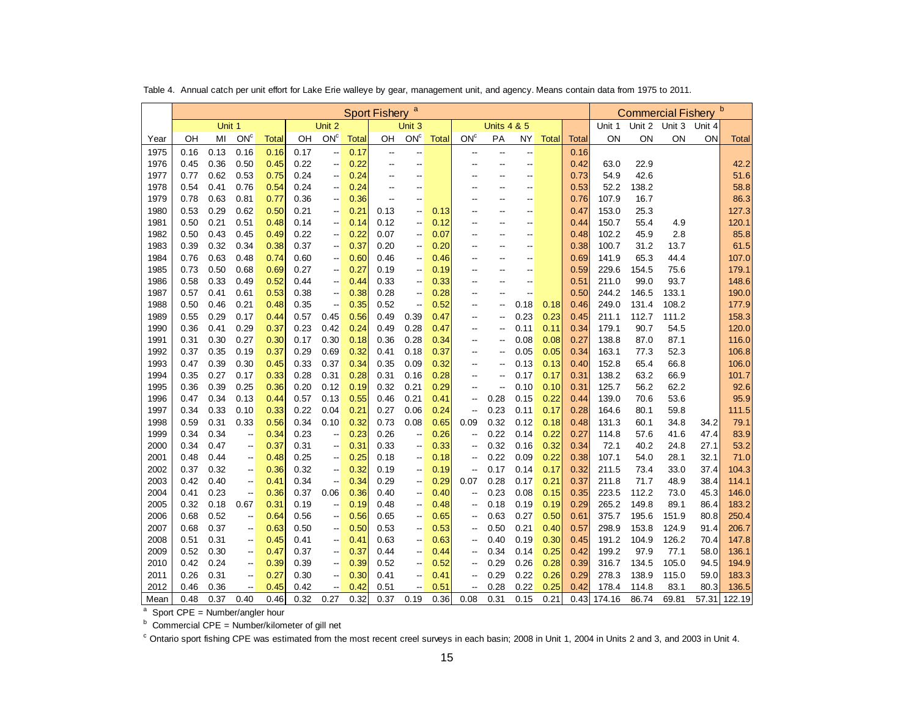Table 4. Annual catch per unit effort for Lake Erie walleye by gear, management unit, and agency. Means contain data from 1975 to 2011.

| | Sport Fishery [a] | | | | | | | | | | | | | | | | Commercial Fishery [b] | | | | |
|---|---|---|---|---|---|---|---|---|---|---|---|---|---|---|---|---|---|---|---|---|---|
| | Unit 1 | | | | Unit 2 | | | Unit 3 | | | Units 4 & 5 | | | | | | Unit 1 | Unit 2 | Unit 3 | Unit 4 | |
| Year | OH | MI | ON[c] | Total | OH | ON[c] | Total | OH | ON[c] | Total | ON[c] | PA | NY | Total | Total | | ON | ON | ON | ON | Total |
| 1975 | 0.16 | 0.13 | 0.16 | 0.16 | 0.17 | -- | 0.17 | -- | -- | | -- | -- | -- | | 0.16 | | | | | | |
| 1976 | 0.45 | 0.36 | 0.50 | 0.45 | 0.22 | -- | 0.22 | -- | -- | | -- | -- | -- | | 0.42 | | 63.0 | 22.9 | | | 42.2 |
| 1977 | 0.77 | 0.62 | 0.53 | 0.75 | 0.24 | -- | 0.24 | -- | -- | | -- | -- | -- | | 0.73 | | 54.9 | 42.6 | | | 51.6 |
| 1978 | 0.54 | 0.41 | 0.76 | 0.54 | 0.24 | -- | 0.24 | -- | -- | | -- | -- | -- | | 0.53 | | 52.2 | 138.2 | | | 58.8 |
| 1979 | 0.78 | 0.63 | 0.81 | 0.77 | 0.36 | -- | 0.36 | -- | -- | | -- | -- | -- | | 0.76 | | 107.9 | 16.7 | | | 86.3 |
| 1980 | 0.53 | 0.29 | 0.62 | 0.50 | 0.21 | -- | 0.21 | 0.13 | -- | 0.13 | -- | -- | -- | | 0.47 | | 153.0 | 25.3 | | | 127.3 |
| 1981 | 0.50 | 0.21 | 0.51 | 0.48 | 0.14 | -- | 0.14 | 0.12 | -- | 0.12 | -- | -- | -- | | 0.44 | | 150.7 | 55.4 | 4.9 | | 120.1 |
| 1982 | 0.50 | 0.43 | 0.45 | 0.49 | 0.22 | -- | 0.22 | 0.07 | -- | 0.07 | -- | -- | -- | | 0.48 | | 102.2 | 45.9 | 2.8 | | 85.8 |
| 1983 | 0.39 | 0.32 | 0.34 | 0.38 | 0.37 | -- | 0.37 | 0.20 | -- | 0.20 | -- | -- | -- | | 0.38 | | 100.7 | 31.2 | 13.7 | | 61.5 |
| 1984 | 0.76 | 0.63 | 0.48 | 0.74 | 0.60 | -- | 0.60 | 0.46 | -- | 0.46 | -- | -- | -- | | 0.69 | | 141.9 | 65.3 | 44.4 | | 107.0 |
| 1985 | 0.73 | 0.50 | 0.68 | 0.69 | 0.27 | -- | 0.27 | 0.19 | -- | 0.19 | -- | -- | -- | | 0.59 | | 229.6 | 154.5 | 75.6 | | 179.1 |
| 1986 | 0.58 | 0.33 | 0.49 | 0.52 | 0.44 | -- | 0.44 | 0.33 | -- | 0.33 | -- | -- | -- | | 0.51 | | 211.0 | 99.0 | 93.7 | | 148.6 |
| 1987 | 0.57 | 0.41 | 0.61 | 0.53 | 0.38 | -- | 0.38 | 0.28 | -- | 0.28 | -- | -- | -- | | 0.50 | | 244.2 | 146.5 | 133.1 | | 190.0 |
| 1988 | 0.50 | 0.46 | 0.21 | 0.48 | 0.35 | -- | 0.35 | 0.52 | -- | 0.52 | -- | -- | 0.18 | 0.18 | 0.46 | | 249.0 | 131.4 | 108.2 | | 177.9 |
| 1989 | 0.55 | 0.29 | 0.17 | 0.44 | 0.57 | 0.45 | 0.56 | 0.49 | 0.39 | 0.47 | -- | -- | 0.23 | 0.23 | 0.45 | | 211.1 | 112.7 | 111.2 | | 158.3 |
| 1990 | 0.36 | 0.41 | 0.29 | 0.37 | 0.23 | 0.42 | 0.24 | 0.49 | 0.28 | 0.47 | -- | -- | 0.11 | 0.11 | 0.34 | | 179.1 | 90.7 | 54.5 | | 120.0 |
| 1991 | 0.31 | 0.30 | 0.27 | 0.30 | 0.17 | 0.30 | 0.18 | 0.36 | 0.28 | 0.34 | -- | -- | 0.08 | 0.08 | 0.27 | | 138.8 | 87.0 | 87.1 | | 116.0 |
| 1992 | 0.37 | 0.35 | 0.19 | 0.37 | 0.29 | 0.69 | 0.32 | 0.41 | 0.18 | 0.37 | -- | -- | 0.05 | 0.05 | 0.34 | | 163.1 | 77.3 | 52.3 | | 106.8 |
| 1993 | 0.47 | 0.39 | 0.30 | 0.45 | 0.33 | 0.37 | 0.34 | 0.35 | 0.09 | 0.32 | -- | -- | 0.13 | 0.13 | 0.40 | | 152.8 | 65.4 | 66.8 | | 106.0 |
| 1994 | 0.35 | 0.27 | 0.17 | 0.33 | 0.28 | 0.31 | 0.28 | 0.31 | 0.16 | 0.28 | -- | -- | 0.17 | 0.17 | 0.31 | | 138.2 | 63.2 | 66.9 | | 101.7 |
| 1995 | 0.36 | 0.39 | 0.25 | 0.36 | 0.20 | 0.12 | 0.19 | 0.32 | 0.21 | 0.29 | -- | -- | 0.10 | 0.10 | 0.31 | | 125.7 | 56.2 | 62.2 | | 92.6 |
| 1996 | 0.47 | 0.34 | 0.13 | 0.44 | 0.57 | 0.13 | 0.55 | 0.46 | 0.21 | 0.41 | -- | 0.28 | 0.15 | 0.22 | 0.44 | | 139.0 | 70.6 | 53.6 | | 95.9 |
| 1997 | 0.34 | 0.33 | 0.10 | 0.33 | 0.22 | 0.04 | 0.21 | 0.27 | 0.06 | 0.24 | -- | 0.23 | 0.11 | 0.17 | 0.28 | | 164.6 | 80.1 | 59.8 | | 111.5 |
| 1998 | 0.59 | 0.31 | 0.33 | 0.56 | 0.34 | 0.10 | 0.32 | 0.73 | 0.08 | 0.65 | 0.09 | 0.32 | 0.12 | 0.18 | 0.48 | | 131.3 | 60.1 | 34.8 | 34.2 | 79.1 |
| 1999 | 0.34 | 0.34 | -- | 0.34 | 0.23 | -- | 0.23 | 0.26 | -- | 0.26 | -- | 0.22 | 0.14 | 0.22 | 0.27 | | 114.8 | 57.6 | 41.6 | 47.4 | 83.9 |
| 2000 | 0.34 | 0.47 | -- | 0.37 | 0.31 | -- | 0.31 | 0.33 | -- | 0.33 | -- | 0.32 | 0.16 | 0.32 | 0.34 | | 72.1 | 40.2 | 24.8 | 27.1 | 53.2 |
| 2001 | 0.48 | 0.44 | -- | 0.48 | 0.25 | -- | 0.25 | 0.18 | -- | 0.18 | -- | 0.22 | 0.09 | 0.22 | 0.38 | | 107.1 | 54.0 | 28.1 | 32.1 | 71.0 |
| 2002 | 0.37 | 0.32 | -- | 0.36 | 0.32 | -- | 0.32 | 0.19 | -- | 0.19 | -- | 0.17 | 0.14 | 0.17 | 0.32 | | 211.5 | 73.4 | 33.0 | 37.4 | 104.3 |
| 2003 | 0.42 | 0.40 | -- | 0.41 | 0.34 | -- | 0.34 | 0.29 | -- | 0.29 | 0.07 | 0.28 | 0.17 | 0.21 | 0.37 | | 211.8 | 71.7 | 48.9 | 38.4 | 114.1 |
| 2004 | 0.41 | 0.23 | -- | 0.36 | 0.37 | 0.06 | 0.36 | 0.40 | -- | 0.40 | -- | 0.23 | 0.08 | 0.15 | 0.35 | | 223.5 | 112.2 | 73.0 | 45.3 | 146.0 |
| 2005 | 0.32 | 0.18 | 0.67 | 0.31 | 0.19 | -- | 0.19 | 0.48 | -- | 0.48 | -- | 0.18 | 0.19 | 0.19 | 0.29 | | 265.2 | 149.8 | 89.1 | 86.4 | 183.2 |
| 2006 | 0.68 | 0.52 | -- | 0.64 | 0.56 | -- | 0.56 | 0.65 | -- | 0.65 | -- | 0.63 | 0.27 | 0.50 | 0.61 | | 375.7 | 195.6 | 151.9 | 80.8 | 250.4 |
| 2007 | 0.68 | 0.37 | -- | 0.63 | 0.50 | -- | 0.50 | 0.53 | -- | 0.53 | -- | 0.50 | 0.21 | 0.40 | 0.57 | | 298.9 | 153.8 | 124.9 | 91.4 | 206.7 |
| 2008 | 0.51 | 0.31 | -- | 0.45 | 0.41 | -- | 0.41 | 0.63 | -- | 0.63 | -- | 0.40 | 0.19 | 0.30 | 0.45 | | 191.2 | 104.9 | 126.2 | 70.4 | 147.8 |
| 2009 | 0.52 | 0.30 | -- | 0.47 | 0.37 | -- | 0.37 | 0.44 | -- | 0.44 | -- | 0.34 | 0.14 | 0.25 | 0.42 | | 199.2 | 97.9 | 77.1 | 58.0 | 136.1 |
| 2010 | 0.42 | 0.24 | -- | 0.39 | 0.39 | -- | 0.39 | 0.52 | -- | 0.52 | -- | 0.29 | 0.26 | 0.28 | 0.39 | | 316.7 | 134.5 | 105.0 | 94.5 | 194.9 |
| 2011 | 0.26 | 0.31 | -- | 0.27 | 0.30 | -- | 0.30 | 0.41 | -- | 0.41 | -- | 0.29 | 0.22 | 0.26 | 0.29 | | 278.3 | 138.9 | 115.0 | 59.0 | 183.3 |
| 2012 | 0.46 | 0.36 | -- | 0.45 | 0.42 | -- | 0.42 | 0.51 | -- | 0.51 | -- | 0.28 | 0.22 | 0.25 | 0.42 | | 178.4 | 114.8 | 83.1 | 80.3 | 136.5 |
| Mean | 0.48 | 0.37 | 0.40 | 0.46 | 0.32 | 0.27 | 0.32 | 0.37 | 0.19 | 0.36 | 0.08 | 0.31 | 0.15 | 0.21 | 0.43 | | 174.16 | 86.74 | 69.81 | 57.31 | 122.19 |

[a] Sport CPE = Number/angler hour

[b] Commercial CPE = Number/kilometer of gill net

[c] Ontario sport fishing CPE was estimated from the most recent creel surveys in each basin; 2008 in Unit 1, 2004 in Units 2 and 3, and 2003 in Unit 4.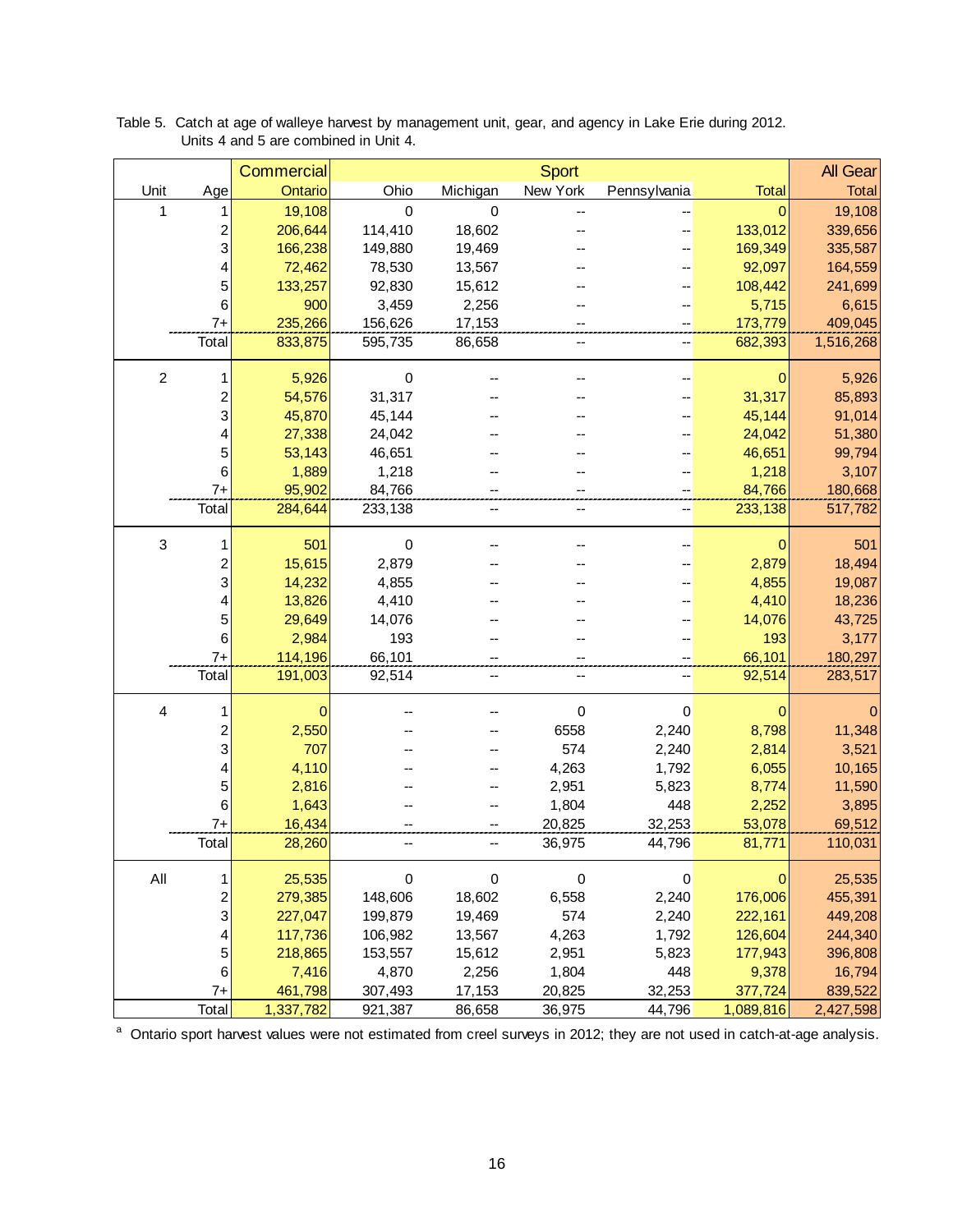Table 5. Catch at age of walleye harvest by management unit, gear, and agency in Lake Erie during 2012. Units 4 and 5 are combined in Unit 4.

| | | Commercial | Sport | | | | | All Gear |
|---|---|---|---|---|---|---|---|---|
| Unit | Age | Ontario | Ohio | Michigan | New York | Pennsylvania | Total | Total |
| 1 | 1 | 19,108 | 0 | 0 | -- | -- | 0 | 19,108 |
| | 2 | 206,644 | 114,410 | 18,602 | -- | -- | 133,012 | 339,656 |
| | 3 | 166,238 | 149,880 | 19,469 | -- | -- | 169,349 | 335,587 |
| | 4 | 72,462 | 78,530 | 13,567 | -- | -- | 92,097 | 164,559 |
| | 5 | 133,257 | 92,830 | 15,612 | -- | -- | 108,442 | 241,699 |
| | 6 | 900 | 3,459 | 2,256 | -- | -- | 5,715 | 6,615 |
| | 7+ | 235,266 | 156,626 | 17,153 | -- | -- | 173,779 | 409,045 |
| | Total | 833,875 | 595,735 | 86,658 | -- | -- | 682,393 | 1,516,268 |
| 2 | 1 | 5,926 | 0 | -- | -- | -- | 0 | 5,926 |
| | 2 | 54,576 | 31,317 | -- | -- | -- | 31,317 | 85,893 |
| | 3 | 45,870 | 45,144 | -- | -- | -- | 45,144 | 91,014 |
| | 4 | 27,338 | 24,042 | -- | -- | -- | 24,042 | 51,380 |
| | 5 | 53,143 | 46,651 | -- | -- | -- | 46,651 | 99,794 |
| | 6 | 1,889 | 1,218 | -- | -- | -- | 1,218 | 3,107 |
| | 7+ | 95,902 | 84,766 | -- | -- | -- | 84,766 | 180,668 |
| | Total | 284,644 | 233,138 | -- | -- | -- | 233,138 | 517,782 |
| 3 | 1 | 501 | 0 | -- | -- | -- | 0 | 501 |
| | 2 | 15,615 | 2,879 | -- | -- | -- | 2,879 | 18,494 |
| | 3 | 14,232 | 4,855 | -- | -- | -- | 4,855 | 19,087 |
| | 4 | 13,826 | 4,410 | -- | -- | -- | 4,410 | 18,236 |
| | 5 | 29,649 | 14,076 | -- | -- | -- | 14,076 | 43,725 |
| | 6 | 2,984 | 193 | -- | -- | -- | 193 | 3,177 |
| | 7+ | 114,196 | 66,101 | -- | -- | -- | 66,101 | 180,297 |
| | Total | 191,003 | 92,514 | -- | -- | -- | 92,514 | 283,517 |
| 4 | 1 | 0 | -- | -- | 0 | 0 | 0 | 0 |
| | 2 | 2,550 | -- | -- | 6558 | 2,240 | 8,798 | 11,348 |
| | 3 | 707 | -- | -- | 574 | 2,240 | 2,814 | 3,521 |
| | 4 | 4,110 | -- | -- | 4,263 | 1,792 | 6,055 | 10,165 |
| | 5 | 2,816 | -- | -- | 2,951 | 5,823 | 8,774 | 11,590 |
| | 6 | 1,643 | -- | -- | 1,804 | 448 | 2,252 | 3,895 |
| | 7+ | 16,434 | -- | -- | 20,825 | 32,253 | 53,078 | 69,512 |
| | Total | 28,260 | -- | -- | 36,975 | 44,796 | 81,771 | 110,031 |
| All | 1 | 25,535 | 0 | 0 | 0 | 0 | 0 | 25,535 |
| | 2 | 279,385 | 148,606 | 18,602 | 6,558 | 2,240 | 176,006 | 455,391 |
| | 3 | 227,047 | 199,879 | 19,469 | 574 | 2,240 | 222,161 | 449,208 |
| | 4 | 117,736 | 106,982 | 13,567 | 4,263 | 1,792 | 126,604 | 244,340 |
| | 5 | 218,865 | 153,557 | 15,612 | 2,951 | 5,823 | 177,943 | 396,808 |
| | 6 | 7,416 | 4,870 | 2,256 | 1,804 | 448 | 9,378 | 16,794 |
| | 7+ | 461,798 | 307,493 | 17,153 | 20,825 | 32,253 | 377,724 | 839,522 |
| | Total | 1,337,782 | 921,387 | 86,658 | 36,975 | 44,796 | 1,089,816 | 2,427,598 |

[a] Ontario sport harvest values were not estimated from creel surveys in 2012; they are not used in catch-at-age analysis.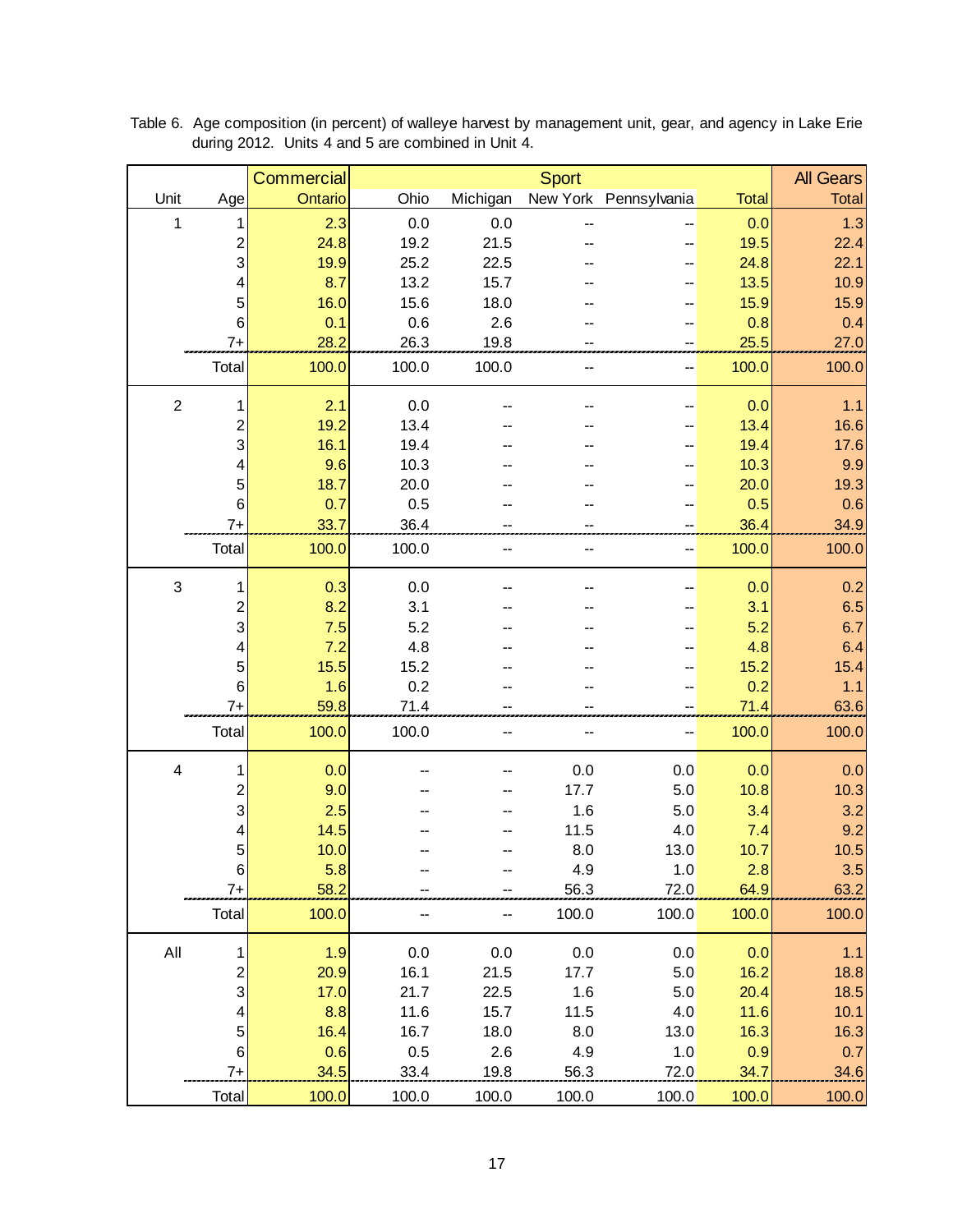Table 6. Age composition (in percent) of walleye harvest by management unit, gear, and agency in Lake Erie during 2012. Units 4 and 5 are combined in Unit 4.

| | | Commercial | Sport | | | | | All Gears |
|---|---|---|---|---|---|---|---|---|
| Unit | Age | Ontario | Ohio | Michigan | New York | Pennsylvania | Total | Total |
| 1 | 1 | 2.3 | 0.0 | 0.0 | -- | -- | 0.0 | 1.3 |
| | 2 | 24.8 | 19.2 | 21.5 | -- | -- | 19.5 | 22.4 |
| | 3 | 19.9 | 25.2 | 22.5 | -- | -- | 24.8 | 22.1 |
| | 4 | 8.7 | 13.2 | 15.7 | -- | -- | 13.5 | 10.9 |
| | 5 | 16.0 | 15.6 | 18.0 | -- | -- | 15.9 | 15.9 |
| | 6 | 0.1 | 0.6 | 2.6 | -- | -- | 0.8 | 0.4 |
| | 7+ | 28.2 | 26.3 | 19.8 | -- | -- | 25.5 | 27.0 |
| | Total | 100.0 | 100.0 | 100.0 | -- | -- | 100.0 | 100.0 |
| 2 | 1 | 2.1 | 0.0 | -- | -- | -- | 0.0 | 1.1 |
| | 2 | 19.2 | 13.4 | -- | -- | -- | 13.4 | 16.6 |
| | 3 | 16.1 | 19.4 | -- | -- | -- | 19.4 | 17.6 |
| | 4 | 9.6 | 10.3 | -- | -- | -- | 10.3 | 9.9 |
| | 5 | 18.7 | 20.0 | -- | -- | -- | 20.0 | 19.3 |
| | 6 | 0.7 | 0.5 | -- | -- | -- | 0.5 | 0.6 |
| | 7+ | 33.7 | 36.4 | -- | -- | -- | 36.4 | 34.9 |
| | Total | 100.0 | 100.0 | -- | -- | -- | 100.0 | 100.0 |
| 3 | 1 | 0.3 | 0.0 | -- | -- | -- | 0.0 | 0.2 |
| | 2 | 8.2 | 3.1 | -- | -- | -- | 3.1 | 6.5 |
| | 3 | 7.5 | 5.2 | -- | -- | -- | 5.2 | 6.7 |
| | 4 | 7.2 | 4.8 | -- | -- | -- | 4.8 | 6.4 |
| | 5 | 15.5 | 15.2 | -- | -- | -- | 15.2 | 15.4 |
| | 6 | 1.6 | 0.2 | -- | -- | -- | 0.2 | 1.1 |
| | 7+ | 59.8 | 71.4 | -- | -- | -- | 71.4 | 63.6 |
| | Total | 100.0 | 100.0 | -- | -- | -- | 100.0 | 100.0 |
| 4 | 1 | 0.0 | -- | -- | 0.0 | 0.0 | 0.0 | 0.0 |
| | 2 | 9.0 | -- | -- | 17.7 | 5.0 | 10.8 | 10.3 |
| | 3 | 2.5 | -- | -- | 1.6 | 5.0 | 3.4 | 3.2 |
| | 4 | 14.5 | -- | -- | 11.5 | 4.0 | 7.4 | 9.2 |
| | 5 | 10.0 | -- | -- | 8.0 | 13.0 | 10.7 | 10.5 |
| | 6 | 5.8 | -- | -- | 4.9 | 1.0 | 2.8 | 3.5 |
| | 7+ | 58.2 | -- | -- | 56.3 | 72.0 | 64.9 | 63.2 |
| | Total | 100.0 | -- | -- | 100.0 | 100.0 | 100.0 | 100.0 |
| All | 1 | 1.9 | 0.0 | 0.0 | 0.0 | 0.0 | 0.0 | 1.1 |
| | 2 | 20.9 | 16.1 | 21.5 | 17.7 | 5.0 | 16.2 | 18.8 |
| | 3 | 17.0 | 21.7 | 22.5 | 1.6 | 5.0 | 20.4 | 18.5 |
| | 4 | 8.8 | 11.6 | 15.7 | 11.5 | 4.0 | 11.6 | 10.1 |
| | 5 | 16.4 | 16.7 | 18.0 | 8.0 | 13.0 | 16.3 | 16.3 |
| | 6 | 0.6 | 0.5 | 2.6 | 4.9 | 1.0 | 0.9 | 0.7 |
| | 7+ | 34.5 | 33.4 | 19.8 | 56.3 | 72.0 | 34.7 | 34.6 |
| | Total | 100.0 | 100.0 | 100.0 | 100.0 | 100.0 | 100.0 | 100.0 |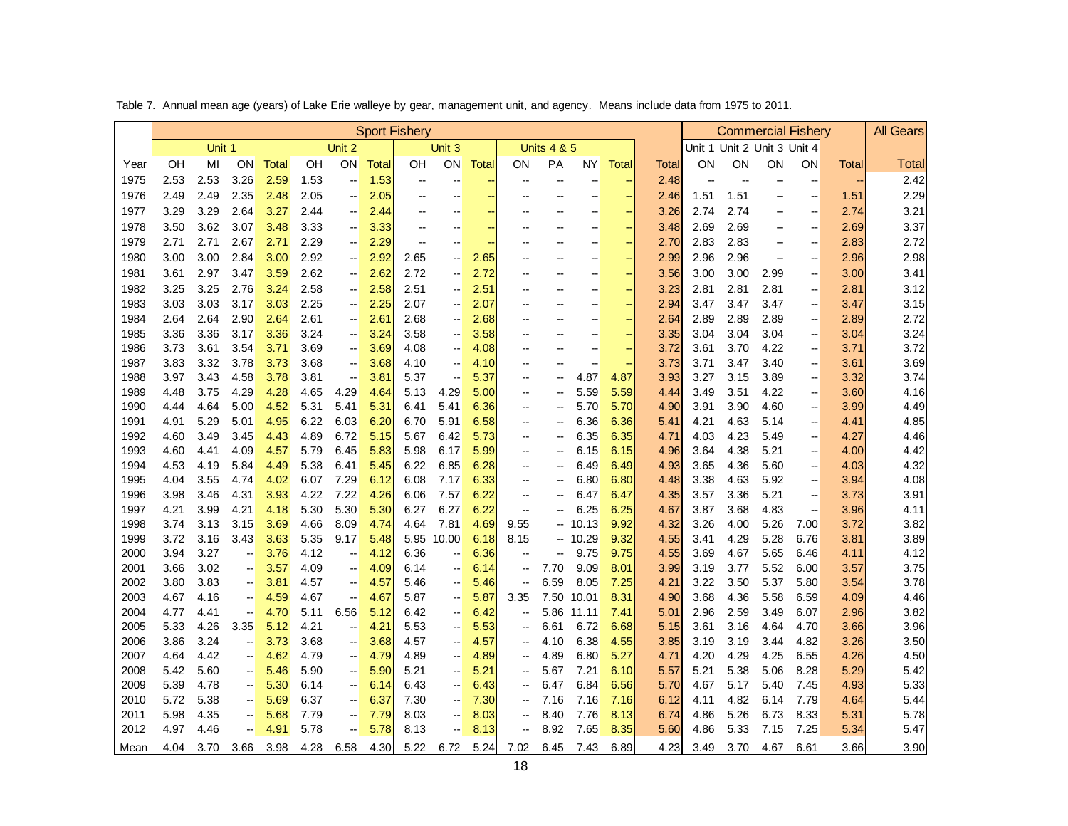Table 7. Annual mean age (years) of Lake Erie walleye by gear, management unit, and agency. Means include data from 1975 to 2011.

| | Sport Fishery | | | | | | | | | | | | | | | | Commercial Fishery | | | | | All Gears |
|---|---|---|---|---|---|---|---|---|---|---|---|---|---|---|---|---|---|---|---|---|---|---|
| | Unit 1 | | | | Unit 2 | | | Unit 3 | | | Units 4 & 5 | | | | | | Unit 1 | Unit 2 | Unit 3 | Unit 4 | | |
| Year | OH | MI | ON | Total | OH | ON | Total | OH | ON | Total | ON | PA | NY | Total | Total | | ON | ON | ON | ON | Total | Total |
| 1975 | 2.53 | 2.53 | 3.26 | 2.59 | 1.53 | -- | 1.53 | -- | -- | -- | -- | -- | -- | -- | 2.48 | | -- | -- | -- | -- | -- | 2.42 |
| 1976 | 2.49 | 2.49 | 2.35 | 2.48 | 2.05 | -- | 2.05 | -- | -- | -- | -- | -- | -- | -- | 2.46 | | 1.51 | 1.51 | -- | -- | 1.51 | 2.29 |
| 1977 | 3.29 | 3.29 | 2.64 | 3.27 | 2.44 | -- | 2.44 | -- | -- | -- | -- | -- | -- | -- | 3.26 | | 2.74 | 2.74 | -- | -- | 2.74 | 3.21 |
| 1978 | 3.50 | 3.62 | 3.07 | 3.48 | 3.33 | -- | 3.33 | -- | -- | -- | -- | -- | -- | -- | 3.48 | | 2.69 | 2.69 | -- | -- | 2.69 | 3.37 |
| 1979 | 2.71 | 2.71 | 2.67 | 2.71 | 2.29 | -- | 2.29 | -- | -- | -- | -- | -- | -- | -- | 2.70 | | 2.83 | 2.83 | -- | -- | 2.83 | 2.72 |
| 1980 | 3.00 | 3.00 | 2.84 | 3.00 | 2.92 | -- | 2.92 | 2.65 | -- | 2.65 | -- | -- | -- | -- | 2.99 | | 2.96 | 2.96 | -- | -- | 2.96 | 2.98 |
| 1981 | 3.61 | 2.97 | 3.47 | 3.59 | 2.62 | -- | 2.62 | 2.72 | -- | 2.72 | -- | -- | -- | -- | 3.56 | | 3.00 | 3.00 | 2.99 | -- | 3.00 | 3.41 |
| 1982 | 3.25 | 3.25 | 2.76 | 3.24 | 2.58 | -- | 2.58 | 2.51 | -- | 2.51 | -- | -- | -- | -- | 3.23 | | 2.81 | 2.81 | 2.81 | -- | 2.81 | 3.12 |
| 1983 | 3.03 | 3.03 | 3.17 | 3.03 | 2.25 | -- | 2.25 | 2.07 | -- | 2.07 | -- | -- | -- | -- | 2.94 | | 3.47 | 3.47 | 3.47 | -- | 3.47 | 3.15 |
| 1984 | 2.64 | 2.64 | 2.90 | 2.64 | 2.61 | -- | 2.61 | 2.68 | -- | 2.68 | -- | -- | -- | -- | 2.64 | | 2.89 | 2.89 | 2.89 | -- | 2.89 | 2.72 |
| 1985 | 3.36 | 3.36 | 3.17 | 3.36 | 3.24 | -- | 3.24 | 3.58 | -- | 3.58 | -- | -- | -- | -- | 3.35 | | 3.04 | 3.04 | 3.04 | -- | 3.04 | 3.24 |
| 1986 | 3.73 | 3.61 | 3.54 | 3.71 | 3.69 | -- | 3.69 | 4.08 | -- | 4.08 | -- | -- | -- | -- | 3.72 | | 3.61 | 3.70 | 4.22 | -- | 3.71 | 3.72 |
| 1987 | 3.83 | 3.32 | 3.78 | 3.73 | 3.68 | -- | 3.68 | 4.10 | -- | 4.10 | -- | -- | -- | -- | 3.73 | | 3.71 | 3.47 | 3.40 | -- | 3.61 | 3.69 |
| 1988 | 3.97 | 3.43 | 4.58 | 3.78 | 3.81 | -- | 3.81 | 5.37 | -- | 5.37 | -- | -- | 4.87 | 4.87 | 3.93 | | 3.27 | 3.15 | 3.89 | -- | 3.32 | 3.74 |
| 1989 | 4.48 | 3.75 | 4.29 | 4.28 | 4.65 | 4.29 | 4.64 | 5.13 | 4.29 | 5.00 | -- | -- | 5.59 | 5.59 | 4.44 | | 3.49 | 3.51 | 4.22 | -- | 3.60 | 4.16 |
| 1990 | 4.44 | 4.64 | 5.00 | 4.52 | 5.31 | 5.41 | 5.31 | 6.41 | 5.41 | 6.36 | -- | -- | 5.70 | 5.70 | 4.90 | | 3.91 | 3.90 | 4.60 | -- | 3.99 | 4.49 |
| 1991 | 4.91 | 5.29 | 5.01 | 4.95 | 6.22 | 6.03 | 6.20 | 6.70 | 5.91 | 6.58 | -- | -- | 6.36 | 6.36 | 5.41 | | 4.21 | 4.63 | 5.14 | -- | 4.41 | 4.85 |
| 1992 | 4.60 | 3.49 | 3.45 | 4.43 | 4.89 | 6.72 | 5.15 | 5.67 | 6.42 | 5.73 | -- | -- | 6.35 | 6.35 | 4.71 | | 4.03 | 4.23 | 5.49 | -- | 4.27 | 4.46 |
| 1993 | 4.60 | 4.41 | 4.09 | 4.57 | 5.79 | 6.45 | 5.83 | 5.98 | 6.17 | 5.99 | -- | -- | 6.15 | 6.15 | 4.96 | | 3.64 | 4.38 | 5.21 | -- | 4.00 | 4.42 |
| 1994 | 4.53 | 4.19 | 5.84 | 4.49 | 5.38 | 6.41 | 5.45 | 6.22 | 6.85 | 6.28 | -- | -- | 6.49 | 6.49 | 4.93 | | 3.65 | 4.36 | 5.60 | -- | 4.03 | 4.32 |
| 1995 | 4.04 | 3.55 | 4.74 | 4.02 | 6.07 | 7.29 | 6.12 | 6.08 | 7.17 | 6.33 | -- | -- | 6.80 | 6.80 | 4.48 | | 3.38 | 4.63 | 5.92 | -- | 3.94 | 4.08 |
| 1996 | 3.98 | 3.46 | 4.31 | 3.93 | 4.22 | 7.22 | 4.26 | 6.06 | 7.57 | 6.22 | -- | -- | 6.47 | 6.47 | 4.35 | | 3.57 | 3.36 | 5.21 | -- | 3.73 | 3.91 |
| 1997 | 4.21 | 3.99 | 4.21 | 4.18 | 5.30 | 5.30 | 5.30 | 6.27 | 6.27 | 6.22 | -- | -- | 6.25 | 6.25 | 4.67 | | 3.87 | 3.68 | 4.83 | -- | 3.96 | 4.11 |
| 1998 | 3.74 | 3.13 | 3.15 | 3.69 | 4.66 | 8.09 | 4.74 | 4.64 | 7.81 | 4.69 | 9.55 | -- | 10.13 | 9.92 | 4.32 | | 3.26 | 4.00 | 5.26 | 7.00 | 3.72 | 3.82 |
| 1999 | 3.72 | 3.16 | 3.43 | 3.63 | 5.35 | 9.17 | 5.48 | 5.95 | 10.00 | 6.18 | 8.15 | -- | 10.29 | 9.32 | 4.55 | | 3.41 | 4.29 | 5.28 | 6.76 | 3.81 | 3.89 |
| 2000 | 3.94 | 3.27 | -- | 3.76 | 4.12 | -- | 4.12 | 6.36 | -- | 6.36 | -- | -- | 9.75 | 9.75 | 4.55 | | 3.69 | 4.67 | 5.65 | 6.46 | 4.11 | 4.12 |
| 2001 | 3.66 | 3.02 | -- | 3.57 | 4.09 | -- | 4.09 | 6.14 | -- | 6.14 | -- | 7.70 | 9.09 | 8.01 | 3.99 | | 3.19 | 3.77 | 5.52 | 6.00 | 3.57 | 3.75 |
| 2002 | 3.80 | 3.83 | -- | 3.81 | 4.57 | -- | 4.57 | 5.46 | -- | 5.46 | -- | 6.59 | 8.05 | 7.25 | 4.21 | | 3.22 | 3.50 | 5.37 | 5.80 | 3.54 | 3.78 |
| 2003 | 4.67 | 4.16 | -- | 4.59 | 4.67 | -- | 4.67 | 5.87 | -- | 5.87 | 3.35 | 7.50 | 10.01 | 8.31 | 4.90 | | 3.68 | 4.36 | 5.58 | 6.59 | 4.09 | 4.46 |
| 2004 | 4.77 | 4.41 | -- | 4.70 | 5.11 | 6.56 | 5.12 | 6.42 | -- | 6.42 | -- | 5.86 | 11.11 | 7.41 | 5.01 | | 2.96 | 2.59 | 3.49 | 6.07 | 2.96 | 3.82 |
| 2005 | 5.33 | 4.26 | 3.35 | 5.12 | 4.21 | -- | 4.21 | 5.53 | -- | 5.53 | -- | 6.61 | 6.72 | 6.68 | 5.15 | | 3.61 | 3.16 | 4.64 | 4.70 | 3.66 | 3.96 |
| 2006 | 3.86 | 3.24 | -- | 3.73 | 3.68 | -- | 3.68 | 4.57 | -- | 4.57 | -- | 4.10 | 6.38 | 4.55 | 3.85 | | 3.19 | 3.19 | 3.44 | 4.82 | 3.26 | 3.50 |
| 2007 | 4.64 | 4.42 | -- | 4.62 | 4.79 | -- | 4.79 | 4.89 | -- | 4.89 | -- | 4.89 | 6.80 | 5.27 | 4.71 | | 4.20 | 4.29 | 4.25 | 6.55 | 4.26 | 4.50 |
| 2008 | 5.42 | 5.60 | -- | 5.46 | 5.90 | -- | 5.90 | 5.21 | -- | 5.21 | -- | 5.67 | 7.21 | 6.10 | 5.57 | | 5.21 | 5.38 | 5.06 | 8.28 | 5.29 | 5.42 |
| 2009 | 5.39 | 4.78 | -- | 5.30 | 6.14 | -- | 6.14 | 6.43 | -- | 6.43 | -- | 6.47 | 6.84 | 6.56 | 5.70 | | 4.67 | 5.17 | 5.40 | 7.45 | 4.93 | 5.33 |
| 2010 | 5.72 | 5.38 | -- | 5.69 | 6.37 | -- | 6.37 | 7.30 | -- | 7.30 | -- | 7.16 | 7.16 | 7.16 | 6.12 | | 4.11 | 4.82 | 6.14 | 7.79 | 4.64 | 5.44 |
| 2011 | 5.98 | 4.35 | -- | 5.68 | 7.79 | -- | 7.79 | 8.03 | -- | 8.03 | -- | 8.40 | 7.76 | 8.13 | 6.74 | | 4.86 | 5.26 | 6.73 | 8.33 | 5.31 | 5.78 |
| 2012 | 4.97 | 4.46 | -- | 4.91 | 5.78 | -- | 5.78 | 8.13 | -- | 8.13 | -- | 8.92 | 7.65 | 8.35 | 5.60 | | 4.86 | 5.33 | 7.15 | 7.25 | 5.34 | 5.47 |
| Mean | 4.04 | 3.70 | 3.66 | 3.98 | 4.28 | 6.58 | 4.30 | 5.22 | 6.72 | 5.24 | 7.02 | 6.45 | 7.43 | 6.89 | 4.23 | | 3.49 | 3.70 | 4.67 | 6.61 | 3.66 | 3.90 |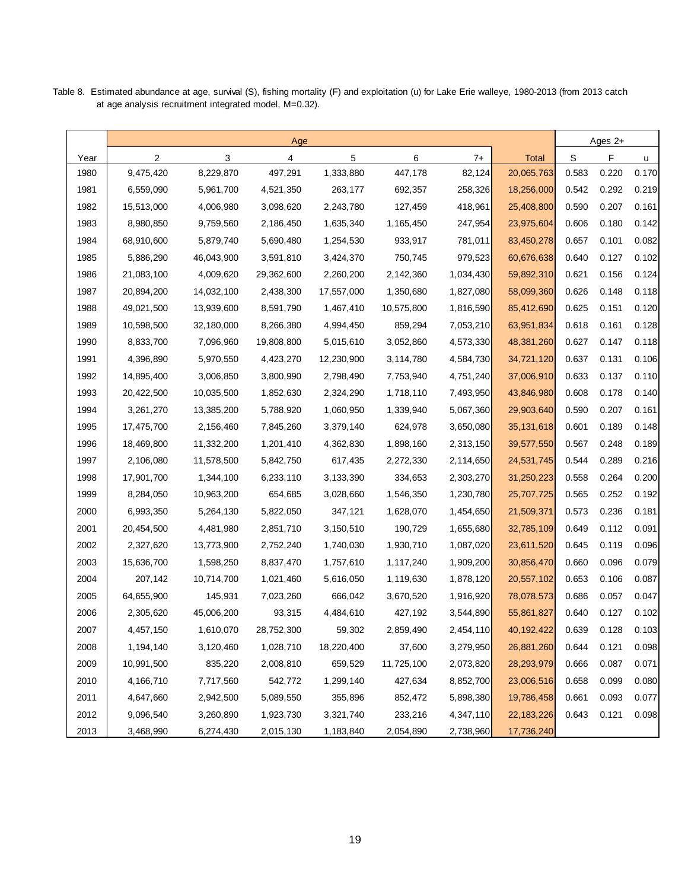Table 8. Estimated abundance at age, survival (S), fishing mortality (F) and exploitation (u) for Lake Erie walleye, 1980-2013 (from 2013 catch at age analysis recruitment integrated model, M=0.32).

| | Age | | | | | | | Ages 2+ | | |
|---|---|---|---|---|---|---|---|---|---|---|
| Year | 2 | 3 | 4 | 5 | 6 | 7+ | Total | S | F | u |
| 1980 | 9,475,420 | 8,229,870 | 497,291 | 1,333,880 | 447,178 | 82,124 | 20,065,763 | 0.583 | 0.220 | 0.170 |
| 1981 | 6,559,090 | 5,961,700 | 4,521,350 | 263,177 | 692,357 | 258,326 | 18,256,000 | 0.542 | 0.292 | 0.219 |
| 1982 | 15,513,000 | 4,006,980 | 3,098,620 | 2,243,780 | 127,459 | 418,961 | 25,408,800 | 0.590 | 0.207 | 0.161 |
| 1983 | 8,980,850 | 9,759,560 | 2,186,450 | 1,635,340 | 1,165,450 | 247,954 | 23,975,604 | 0.606 | 0.180 | 0.142 |
| 1984 | 68,910,600 | 5,879,740 | 5,690,480 | 1,254,530 | 933,917 | 781,011 | 83,450,278 | 0.657 | 0.101 | 0.082 |
| 1985 | 5,886,290 | 46,043,900 | 3,591,810 | 3,424,370 | 750,745 | 979,523 | 60,676,638 | 0.640 | 0.127 | 0.102 |
| 1986 | 21,083,100 | 4,009,620 | 29,362,600 | 2,260,200 | 2,142,360 | 1,034,430 | 59,892,310 | 0.621 | 0.156 | 0.124 |
| 1987 | 20,894,200 | 14,032,100 | 2,438,300 | 17,557,000 | 1,350,680 | 1,827,080 | 58,099,360 | 0.626 | 0.148 | 0.118 |
| 1988 | 49,021,500 | 13,939,600 | 8,591,790 | 1,467,410 | 10,575,800 | 1,816,590 | 85,412,690 | 0.625 | 0.151 | 0.120 |
| 1989 | 10,598,500 | 32,180,000 | 8,266,380 | 4,994,450 | 859,294 | 7,053,210 | 63,951,834 | 0.618 | 0.161 | 0.128 |
| 1990 | 8,833,700 | 7,096,960 | 19,808,800 | 5,015,610 | 3,052,860 | 4,573,330 | 48,381,260 | 0.627 | 0.147 | 0.118 |
| 1991 | 4,396,890 | 5,970,550 | 4,423,270 | 12,230,900 | 3,114,780 | 4,584,730 | 34,721,120 | 0.637 | 0.131 | 0.106 |
| 1992 | 14,895,400 | 3,006,850 | 3,800,990 | 2,798,490 | 7,753,940 | 4,751,240 | 37,006,910 | 0.633 | 0.137 | 0.110 |
| 1993 | 20,422,500 | 10,035,500 | 1,852,630 | 2,324,290 | 1,718,110 | 7,493,950 | 43,846,980 | 0.608 | 0.178 | 0.140 |
| 1994 | 3,261,270 | 13,385,200 | 5,788,920 | 1,060,950 | 1,339,940 | 5,067,360 | 29,903,640 | 0.590 | 0.207 | 0.161 |
| 1995 | 17,475,700 | 2,156,460 | 7,845,260 | 3,379,140 | 624,978 | 3,650,080 | 35,131,618 | 0.601 | 0.189 | 0.148 |
| 1996 | 18,469,800 | 11,332,200 | 1,201,410 | 4,362,830 | 1,898,160 | 2,313,150 | 39,577,550 | 0.567 | 0.248 | 0.189 |
| 1997 | 2,106,080 | 11,578,500 | 5,842,750 | 617,435 | 2,272,330 | 2,114,650 | 24,531,745 | 0.544 | 0.289 | 0.216 |
| 1998 | 17,901,700 | 1,344,100 | 6,233,110 | 3,133,390 | 334,653 | 2,303,270 | 31,250,223 | 0.558 | 0.264 | 0.200 |
| 1999 | 8,284,050 | 10,963,200 | 654,685 | 3,028,660 | 1,546,350 | 1,230,780 | 25,707,725 | 0.565 | 0.252 | 0.192 |
| 2000 | 6,993,350 | 5,264,130 | 5,822,050 | 347,121 | 1,628,070 | 1,454,650 | 21,509,371 | 0.573 | 0.236 | 0.181 |
| 2001 | 20,454,500 | 4,481,980 | 2,851,710 | 3,150,510 | 190,729 | 1,655,680 | 32,785,109 | 0.649 | 0.112 | 0.091 |
| 2002 | 2,327,620 | 13,773,900 | 2,752,240 | 1,740,030 | 1,930,710 | 1,087,020 | 23,611,520 | 0.645 | 0.119 | 0.096 |
| 2003 | 15,636,700 | 1,598,250 | 8,837,470 | 1,757,610 | 1,117,240 | 1,909,200 | 30,856,470 | 0.660 | 0.096 | 0.079 |
| 2004 | 207,142 | 10,714,700 | 1,021,460 | 5,616,050 | 1,119,630 | 1,878,120 | 20,557,102 | 0.653 | 0.106 | 0.087 |
| 2005 | 64,655,900 | 145,931 | 7,023,260 | 666,042 | 3,670,520 | 1,916,920 | 78,078,573 | 0.686 | 0.057 | 0.047 |
| 2006 | 2,305,620 | 45,006,200 | 93,315 | 4,484,610 | 427,192 | 3,544,890 | 55,861,827 | 0.640 | 0.127 | 0.102 |
| 2007 | 4,457,150 | 1,610,070 | 28,752,300 | 59,302 | 2,859,490 | 2,454,110 | 40,192,422 | 0.639 | 0.128 | 0.103 |
| 2008 | 1,194,140 | 3,120,460 | 1,028,710 | 18,220,400 | 37,600 | 3,279,950 | 26,881,260 | 0.644 | 0.121 | 0.098 |
| 2009 | 10,991,500 | 835,220 | 2,008,810 | 659,529 | 11,725,100 | 2,073,820 | 28,293,979 | 0.666 | 0.087 | 0.071 |
| 2010 | 4,166,710 | 7,717,560 | 542,772 | 1,299,140 | 427,634 | 8,852,700 | 23,006,516 | 0.658 | 0.099 | 0.080 |
| 2011 | 4,647,660 | 2,942,500 | 5,089,550 | 355,896 | 852,472 | 5,898,380 | 19,786,458 | 0.661 | 0.093 | 0.077 |
| 2012 | 9,096,540 | 3,260,890 | 1,923,730 | 3,321,740 | 233,216 | 4,347,110 | 22,183,226 | 0.643 | 0.121 | 0.098 |
| 2013 | 3,468,990 | 6,274,430 | 2,015,130 | 1,183,840 | 2,054,890 | 2,738,960 | 17,736,240 | | | |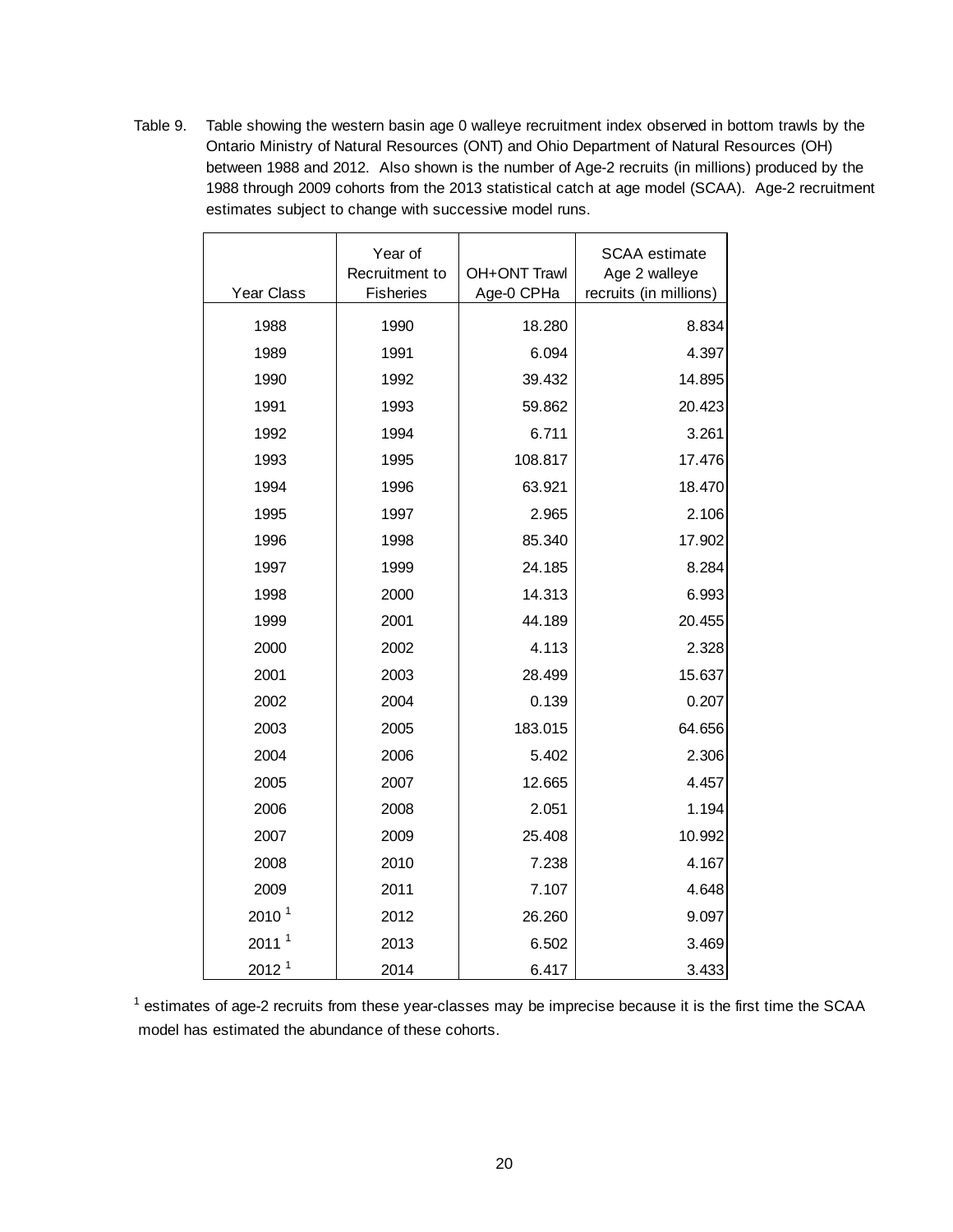Table 9. Table showing the western basin age 0 walleye recruitment index observed in bottom trawls by the Ontario Ministry of Natural Resources (ONT) and Ohio Department of Natural Resources (OH) between 1988 and 2012. Also shown is the number of Age-2 recruits (in millions) produced by the 1988 through 2009 cohorts from the 2013 statistical catch at age model (SCAA). Age-2 recruitment estimates subject to change with successive model runs.

| Year Class | Year of Recruitment to Fisheries | OH+ONT Trawl Age-0 CPHa | SCAA estimate Age 2 walleye recruits (in millions) |
|---|---|---|---|
| 1988 | 1990 | 18.280 | 8.834 |
| 1989 | 1991 | 6.094 | 4.397 |
| 1990 | 1992 | 39.432 | 14.895 |
| 1991 | 1993 | 59.862 | 20.423 |
| 1992 | 1994 | 6.711 | 3.261 |
| 1993 | 1995 | 108.817 | 17.476 |
| 1994 | 1996 | 63.921 | 18.470 |
| 1995 | 1997 | 2.965 | 2.106 |
| 1996 | 1998 | 85.340 | 17.902 |
| 1997 | 1999 | 24.185 | 8.284 |
| 1998 | 2000 | 14.313 | 6.993 |
| 1999 | 2001 | 44.189 | 20.455 |
| 2000 | 2002 | 4.113 | 2.328 |
| 2001 | 2003 | 28.499 | 15.637 |
| 2002 | 2004 | 0.139 | 0.207 |
| 2003 | 2005 | 183.015 | 64.656 |
| 2004 | 2006 | 5.402 | 2.306 |
| 2005 | 2007 | 12.665 | 4.457 |
| 2006 | 2008 | 2.051 | 1.194 |
| 2007 | 2009 | 25.408 | 10.992 |
| 2008 | 2010 | 7.238 | 4.167 |
| 2009 | 2011 | 7.107 | 4.648 |
| 2010 [1] | 2012 | 26.260 | 9.097 |
| 2011 [1] | 2013 | 6.502 | 3.469 |
| 2012 [1] | 2014 | 6.417 | 3.433 |

[1] estimates of age-2 recruits from these year-classes may be imprecise because it is the first time the SCAA model has estimated the abundance of these cohorts.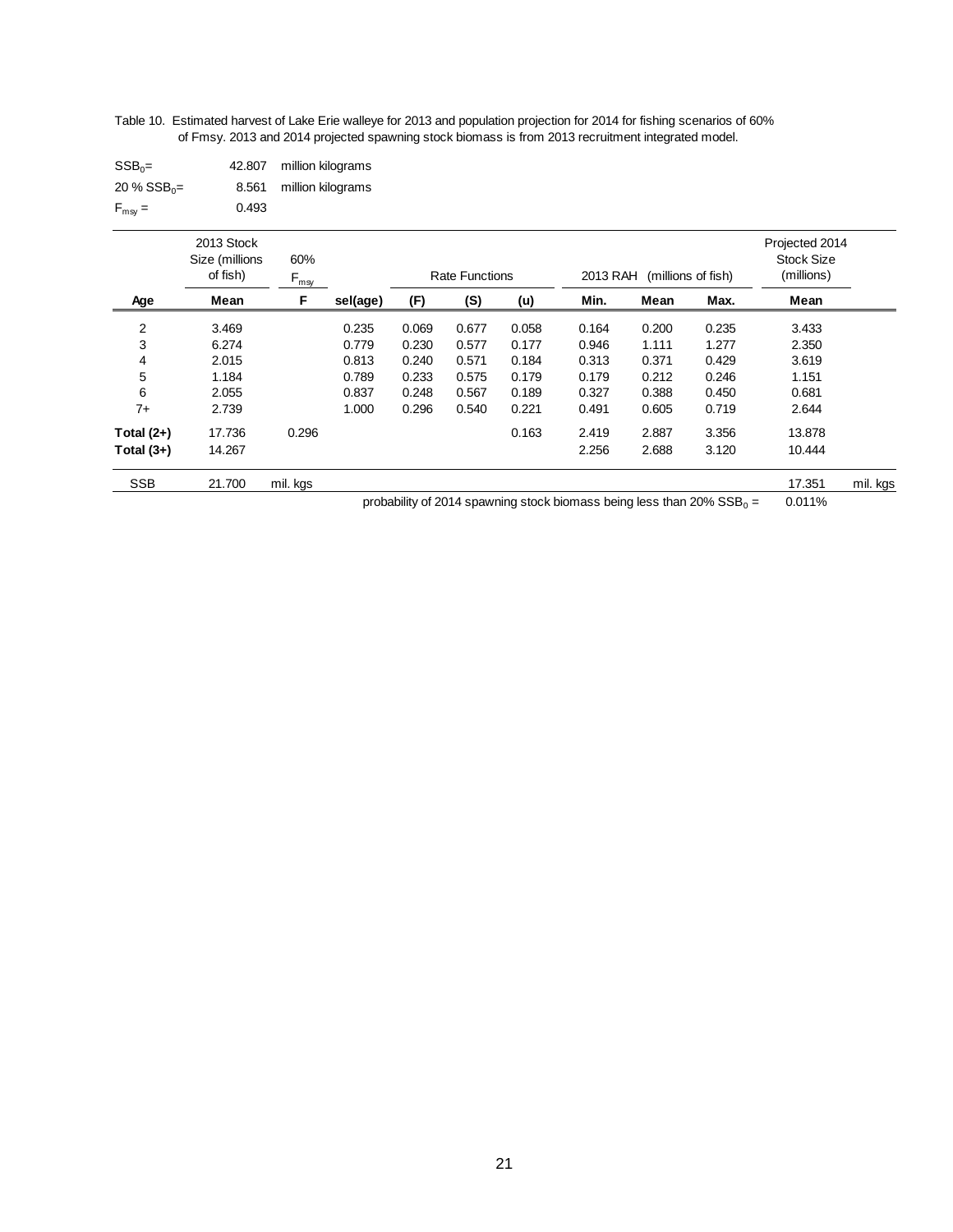Table 10. Estimated harvest of Lake Erie walleye for 2013 and population projection for 2014 for fishing scenarios of 60% of Fmsy. 2013 and 2014 projected spawning stock biomass is from 2013 recruitment integrated model.

$SSB_0$= 42.807 million kilograms

20 % $SSB_0$= 8.561 million kilograms

$F_{msy}$ = 0.493

| | 2013 Stock Size (millions of fish) | 60% $F_{msy}$ | | Rate Functions | | | 2013 RAH (millions of fish) | | | Projected 2014 Stock Size (millions) | |
|---|---|---|---|---|---|---|---|---|---|---|---|
| **Age** | **Mean** | **F** | **sel(age)** | **(F)** | **(S)** | **(u)** | **Min.** | **Mean** | **Max.** | **Mean** | |
| 2 | 3.469 | | 0.235 | 0.069 | 0.677 | 0.058 | 0.164 | 0.200 | 0.235 | 3.433 | |
| 3 | 6.274 | | 0.779 | 0.230 | 0.577 | 0.177 | 0.946 | 1.111 | 1.277 | 2.350 | |
| 4 | 2.015 | | 0.813 | 0.240 | 0.571 | 0.184 | 0.313 | 0.371 | 0.429 | 3.619 | |
| 5 | 1.184 | | 0.789 | 0.233 | 0.575 | 0.179 | 0.179 | 0.212 | 0.246 | 1.151 | |
| 6 | 2.055 | | 0.837 | 0.248 | 0.567 | 0.189 | 0.327 | 0.388 | 0.450 | 0.681 | |
| 7+ | 2.739 | | 1.000 | 0.296 | 0.540 | 0.221 | 0.491 | 0.605 | 0.719 | 2.644 | |
| **Total (2+)** | 17.736 | 0.296 | | | | 0.163 | 2.419 | 2.887 | 3.356 | 13.878 | |
| **Total (3+)** | 14.267 | | | | | | 2.256 | 2.688 | 3.120 | 10.444 | |
| SSB | 21.700 | mil. kgs | | | | | | | | 17.351 | mil. kgs |

probability of 2014 spawning stock biomass being less than 20% $SSB_0$ = 0.011%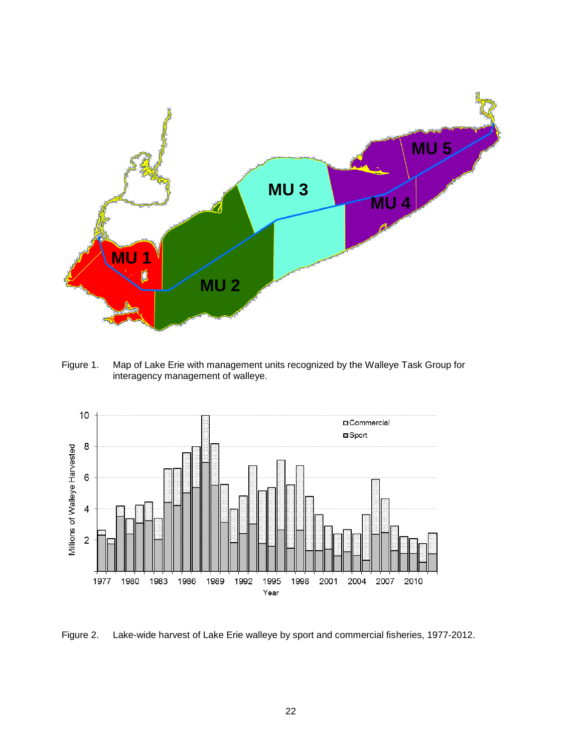Figure 1. Map of Lake Erie with management units recognized by the Walleye Task Group for interagency management of walleye.

Figure 2. Lake-wide harvest of Lake Erie walleye by sport and commercial fisheries, 1977-2012.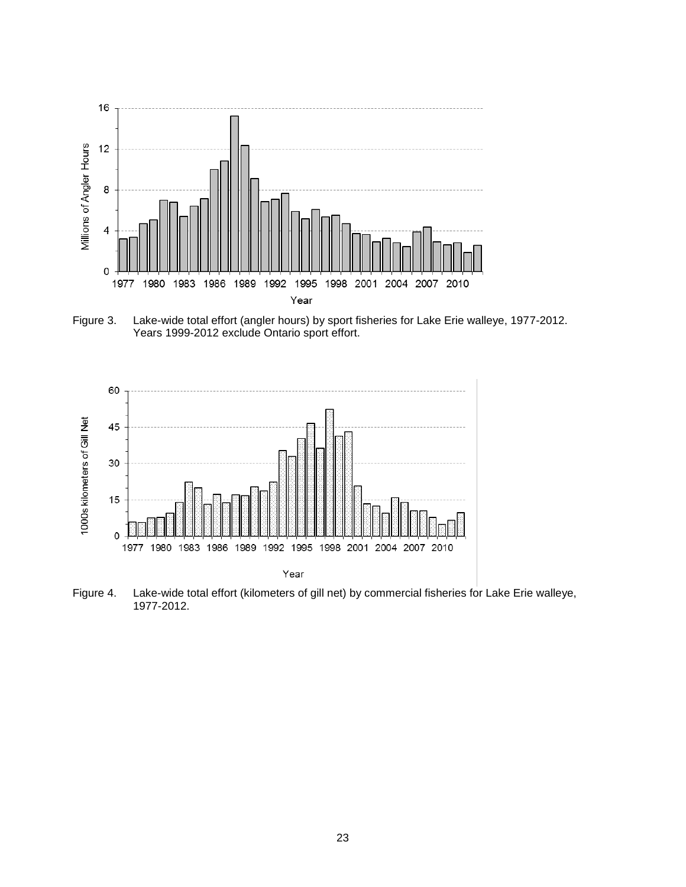Figure 3. Lake-wide total effort (angler hours) by sport fisheries for Lake Erie walleye, 1977-2012. Years 1999-2012 exclude Ontario sport effort.

Figure 4. Lake-wide total effort (kilometers of gill net) by commercial fisheries for Lake Erie walleye, 1977-2012.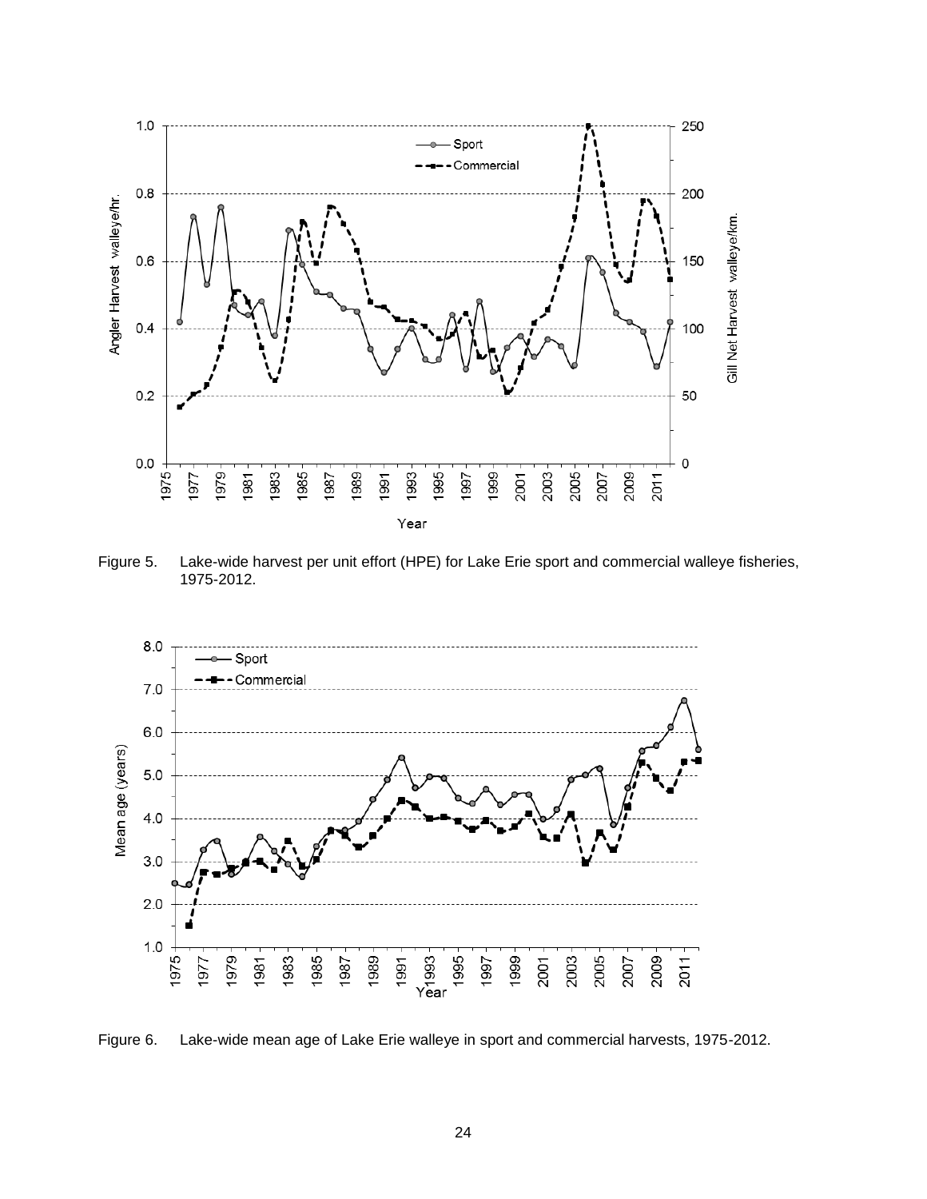Figure 5. Lake-wide harvest per unit effort (HPE) for Lake Erie sport and commercial walleye fisheries, 1975-2012.

Figure 6. Lake-wide mean age of Lake Erie walleye in sport and commercial harvests, 1975-2012.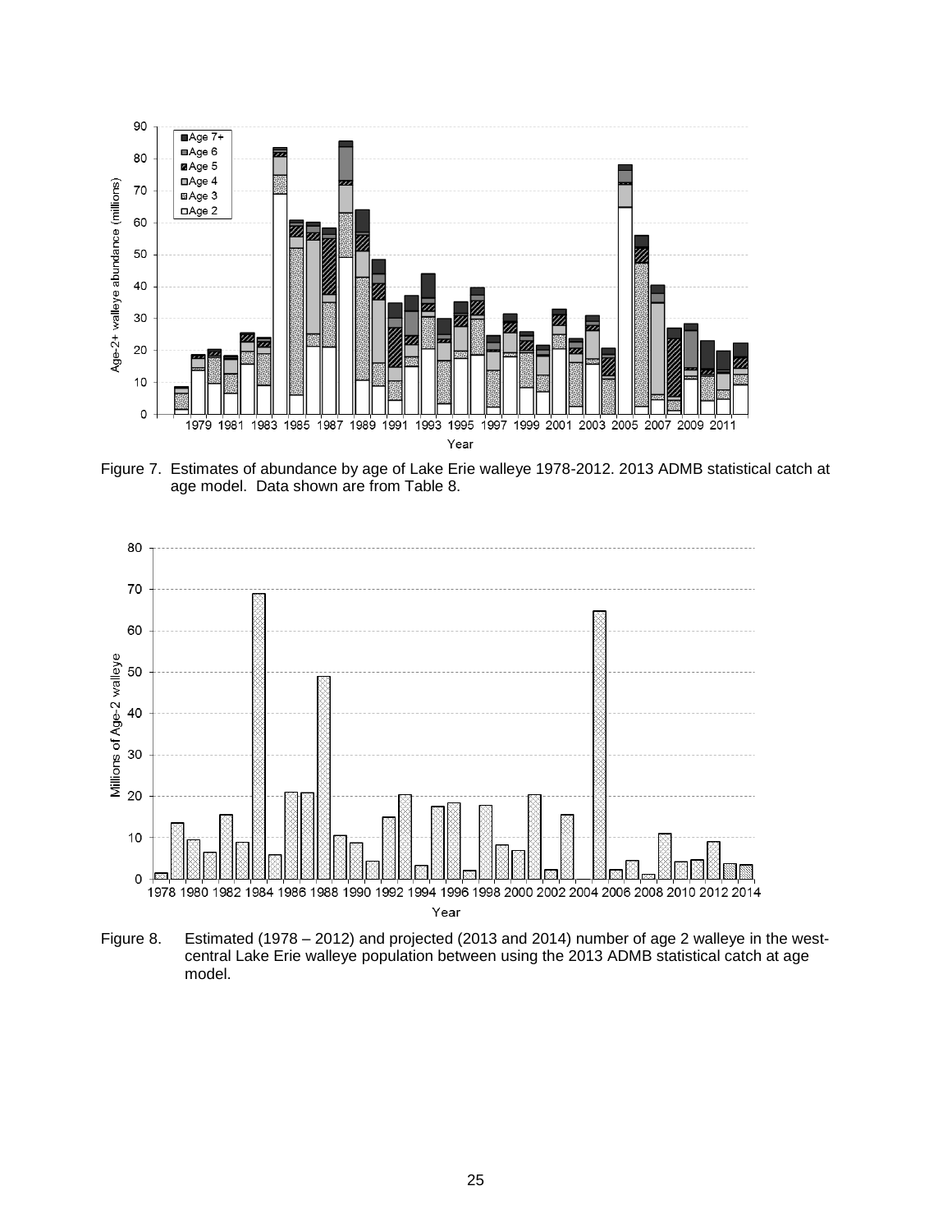Figure 7. Estimates of abundance by age of Lake Erie walleye 1978-2012. 2013 ADMB statistical catch at age model. Data shown are from Table 8.

Figure 8. Estimated (1978 – 2012) and projected (2013 and 2014) number of age 2 walleye in the west-central Lake Erie walleye population between using the 2013 ADMB statistical catch at age model.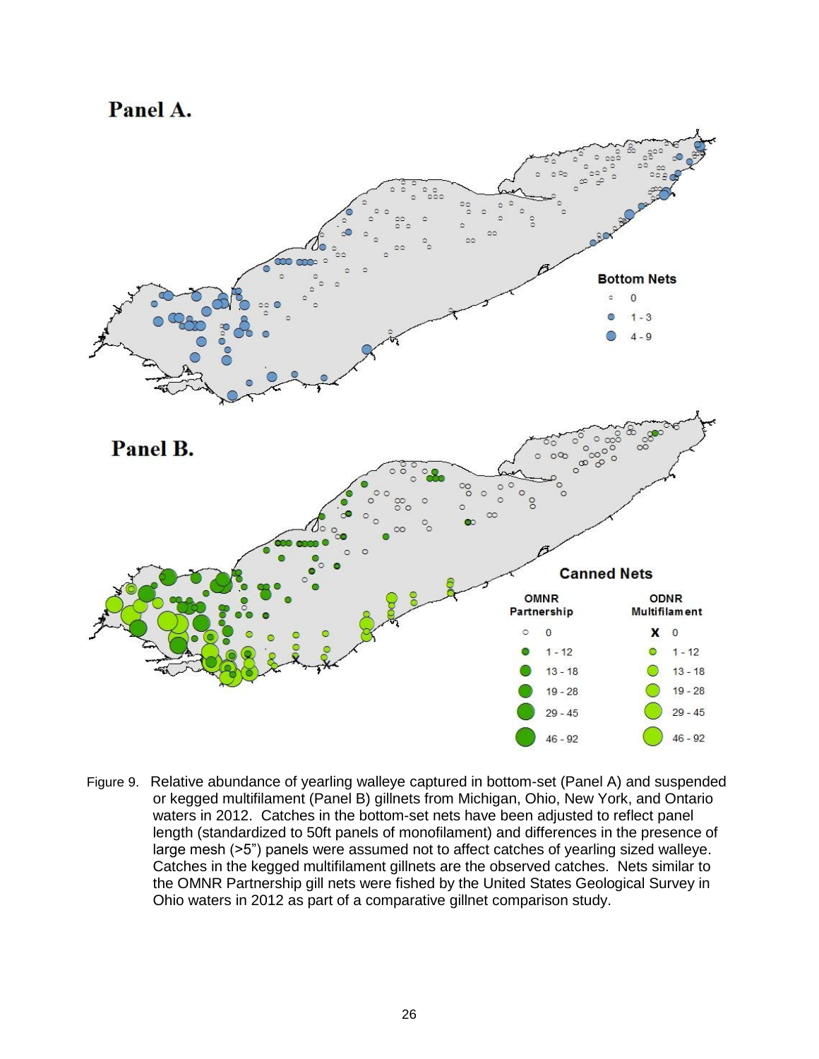Panel A.

Bottom Nets

0

1 - 3

4 - 9

Panel B.

Canned Nets

OMNR Partnership

0

1 - 12

13 - 18

19 - 28

29 - 45

46 - 92

ODNR Multifilament

X 0

1 - 12

13 - 18

19 - 28

29 - 45

46 - 92

Figure 9. Relative abundance of yearling walleye captured in bottom-set (Panel A) and suspended or kegged multifilament (Panel B) gillnets from Michigan, Ohio, New York, and Ontario waters in 2012. Catches in the bottom-set nets have been adjusted to reflect panel length (standardized to 50ft panels of monofilament) and differences in the presence of large mesh (>5") panels were assumed not to affect catches of yearling sized walleye. Catches in the kegged multifilament gillnets are the observed catches. Nets similar to the OMNR Partnership gill nets were fished by the United States Geological Survey in Ohio waters in 2012 as part of a comparative gillnet comparison study.